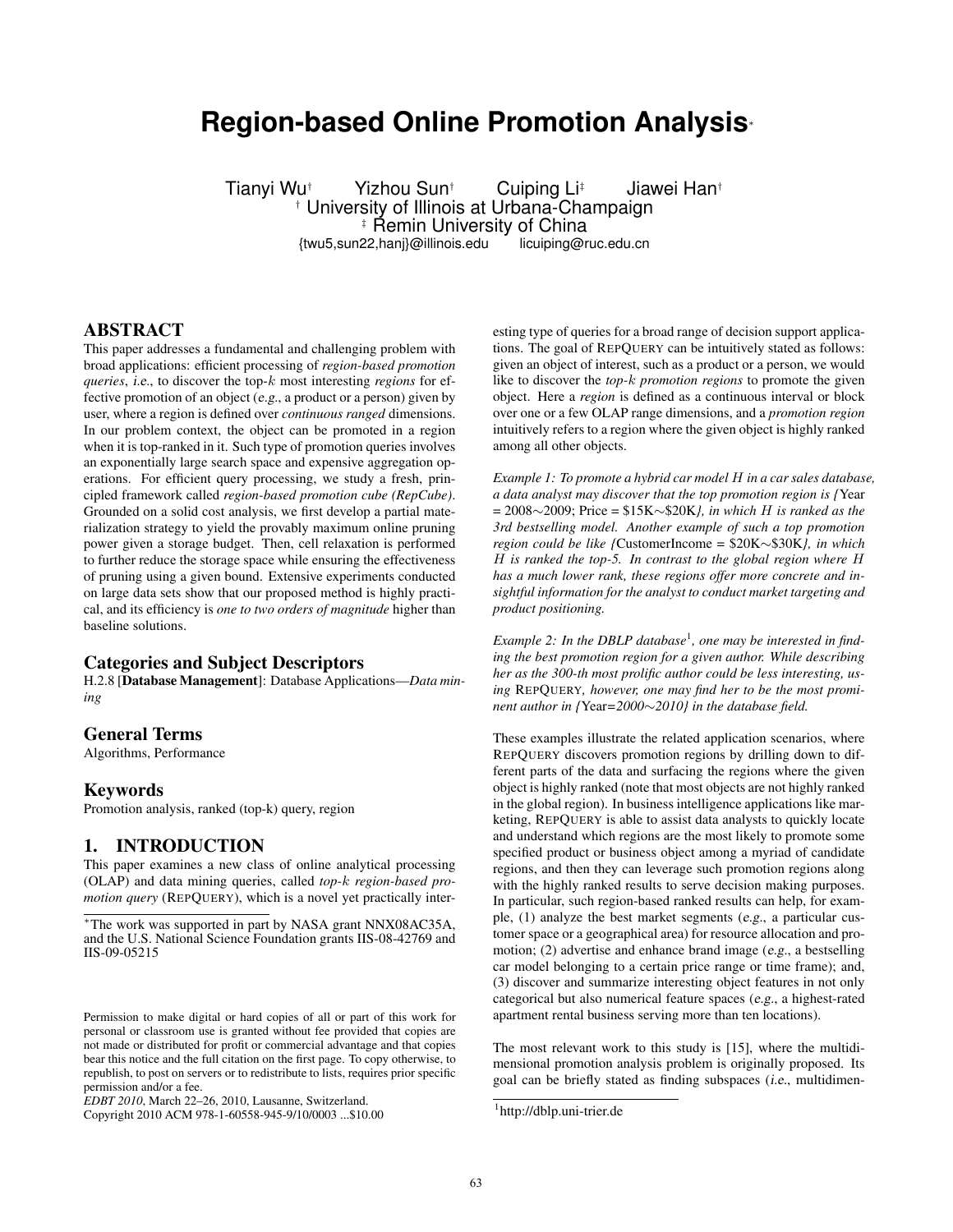# Region-based Online Promotion Analysis*

Tianyi Wu† Yizhou Sun† Cuiping Li‡ Jiawei Han†

† University of Illinois at Urbana-Champaign

‡ Remin University of China

{twu5,sun22,hanj}@illinois.edu licuiping@ruc.edu.cn

## ABSTRACT

This paper addresses a fundamental and challenging problem with broad applications: efficient processing of *region-based promotion queries*, *i.e.*, to discover the top-$k$ most interesting *regions* for effective promotion of an object (*e.g.*, a product or a person) given by user, where a region is defined over *continuous ranged* dimensions. In our problem context, the object can be promoted in a region when it is top-ranked in it. Such type of promotion queries involves an exponentially large search space and expensive aggregation operations. For efficient query processing, we study a fresh, principled framework called *region-based promotion cube (RepCube)*. Grounded on a solid cost analysis, we first develop a partial materialization strategy to yield the provably maximum online pruning power given a storage budget. Then, cell relaxation is performed to further reduce the storage space while ensuring the effectiveness of pruning using a given bound. Extensive experiments conducted on large data sets show that our proposed method is highly practical, and its efficiency is *one to two orders of magnitude* higher than baseline solutions.

### Categories and Subject Descriptors

H.2.8 [**Database Management**]: Database Applications—*Data mining*

### General Terms

Algorithms, Performance

### Keywords

Promotion analysis, ranked (top-k) query, region

## 1. INTRODUCTION

This paper examines a new class of online analytical processing (OLAP) and data mining queries, called *top-$k$ region-based promotion query* (REPQUERY), which is a novel yet practically interesting type of queries for a broad range of decision support applications. The goal of REPQUERY can be intuitively stated as follows: given an object of interest, such as a product or a person, we would like to discover the *top-$k$ promotion regions* to promote the given object. Here a *region* is defined as a continuous interval or block over one or a few OLAP range dimensions, and a *promotion region* intuitively refers to a region where the given object is highly ranked among all other objects.

*Example 1: To promote a hybrid car model $H$ in a car sales database, a data analyst may discover that the top promotion region is {*Year = 2008∼2009; Price = \$15K∼\$20K*}, in which $H$ is ranked as the 3rd bestselling model. Another example of such a top promotion region could be like {*CustomerIncome = \$20K∼\$30K*}, in which $H$ is ranked the top-5. In contrast to the global region where $H$ has a much lower rank, these regions offer more concrete and insightful information for the analyst to conduct market targeting and product positioning.*

*Example 2: In the DBLP database[1], one may be interested in finding the best promotion region for a given author. While describing her as the 300-th most prolific author could be less interesting, using* REPQUERY*, however, one may find her to be the most prominent author in {*Year=*2000∼2010} in the database field.*

These examples illustrate the related application scenarios, where REPQUERY discovers promotion regions by drilling down to different parts of the data and surfacing the regions where the given object is highly ranked (note that most objects are not highly ranked in the global region). In business intelligence applications like marketing, REPQUERY is able to assist data analysts to quickly locate and understand which regions are the most likely to promote some specified product or business object among a myriad of candidate regions, and then they can leverage such promotion regions along with the highly ranked results to serve decision making purposes. In particular, such region-based ranked results can help, for example, (1) analyze the best market segments (*e.g.*, a particular customer space or a geographical area) for resource allocation and promotion; (2) advertise and enhance brand image (*e.g.*, a bestselling car model belonging to a certain price range or time frame); and, (3) discover and summarize interesting object features in not only categorical but also numerical feature spaces (*e.g.*, a highest-rated apartment rental business serving more than ten locations).

The most relevant work to this study is [15], where the multidimensional promotion analysis problem is originally proposed. Its goal can be briefly stated as finding subspaces (*i.e.*, multidimen-

---

*The work was supported in part by NASA grant NNX08AC35A, and the U.S. National Science Foundation grants IIS-08-42769 and IIS-09-05215

Permission to make digital or hard copies of all or part of this work for personal or classroom use is granted without fee provided that copies are not made or distributed for profit or commercial advantage and that copies bear this notice and the full citation on the first page. To copy otherwise, to republish, to post on servers or to redistribute to lists, requires prior specific permission and/or a fee.
*EDBT 2010*, March 22–26, 2010, Lausanne, Switzerland.
Copyright 2010 ACM 978-1-60558-945-9/10/0003 ...\$10.00

[1] http://dblp.uni-trier.de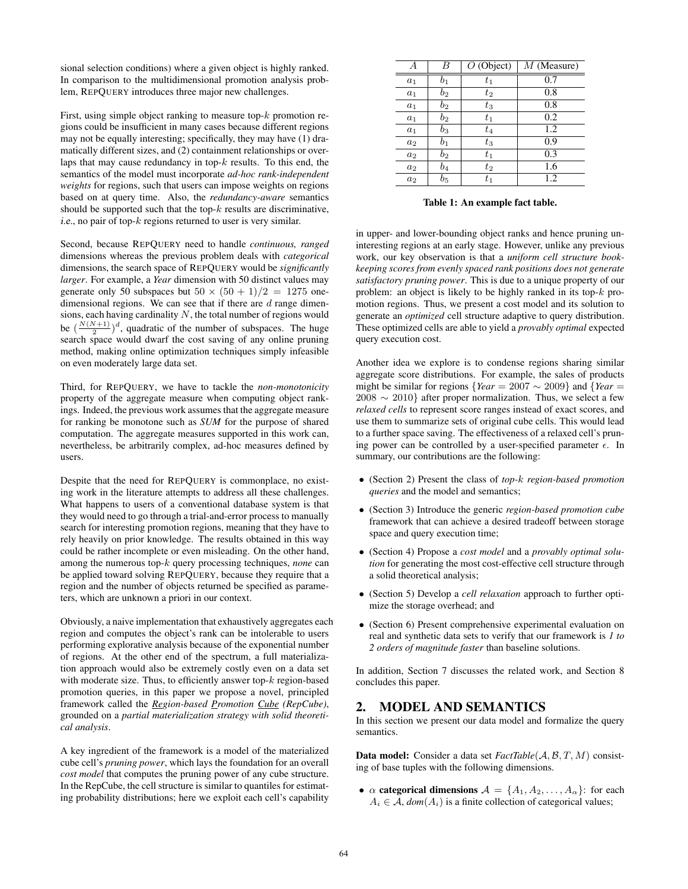sional selection conditions) where a given object is highly ranked. In comparison to the multidimensional promotion analysis problem, RepQuery introduces three major new challenges.

First, using simple object ranking to measure top-$k$ promotion regions could be insufficient in many cases because different regions may not be equally interesting; specifically, they may have (1) dramatically different sizes, and (2) containment relationships or overlaps that may cause redundancy in top-$k$ results. To this end, the semantics of the model must incorporate *ad-hoc rank-independent weights* for regions, such that users can impose weights on regions based on at query time. Also, the *redundancy-aware* semantics should be supported such that the top-$k$ results are discriminative, *i.e.*, no pair of top-$k$ regions returned to user is very similar.

Second, because RepQuery need to handle *continuous, ranged* dimensions whereas the previous problem deals with *categorical* dimensions, the search space of RepQuery would be *significantly larger*. For example, a *Year* dimension with 50 distinct values may generate only 50 subspaces but $50 \times (50+1)/2 = 1275$ one-dimensional regions. We can see that if there are $d$ range dimensions, each having cardinality $N$, the total number of regions would be $(\frac{N(N+1)}{2})^d$, quadratic of the number of subspaces. The huge search space would dwarf the cost saving of any online pruning method, making online optimization techniques simply infeasible on even moderately large data set.

Third, for RepQuery, we have to tackle the *non-monotonicity* property of the aggregate measure when computing object rankings. Indeed, the previous work assumes that the aggregate measure for ranking be monotone such as *SUM* for the purpose of shared computation. The aggregate measures supported in this work can, nevertheless, be arbitrarily complex, ad-hoc measures defined by users.

Despite that the need for RepQuery is commonplace, no existing work in the literature attempts to address all these challenges. What happens to users of a conventional database system is that they would need to go through a trial-and-error process to manually search for interesting promotion regions, meaning that they have to rely heavily on prior knowledge. The results obtained in this way could be rather incomplete or even misleading. On the other hand, among the numerous top-$k$ query processing techniques, *none* can be applied toward solving RepQuery, because they require that a region and the number of objects returned be specified as parameters, which are unknown a priori in our context.

Obviously, a naive implementation that exhaustively aggregates each region and computes the object's rank can be intolerable to users performing explorative analysis because of the exponential number of regions. At the other end of the spectrum, a full materialization approach would also be extremely costly even on a data set with moderate size. Thus, to efficiently answer top-$k$ region-based promotion queries, in this paper we propose a novel, principled framework called the ***R****egion-based* ***P****romotion* ***C****ube (RepCube)*, grounded on a *partial materialization strategy with solid theoretical analysis*.

A key ingredient of the framework is a model of the materialized cube cell's *pruning power*, which lays the foundation for an overall *cost model* that computes the pruning power of any cube structure. In the RepCube, the cell structure is similar to quantiles for estimating probability distributions; here we exploit each cell's capability in upper- and lower-bounding object ranks and hence pruning uninteresting regions at an early stage. However, unlike any previous work, our key observation is that a *uniform cell structure bookkeeping scores from evenly spaced rank positions does not generate satisfactory pruning power*. This is due to a unique property of our problem: an object is likely to be highly ranked in its top-$k$ promotion regions. Thus, we present a cost model and its solution to generate an *optimized* cell structure adaptive to query distribution. These optimized cells are able to yield a *provably optimal* expected query execution cost.

| $A$ | $B$ | $O$ (Object) | $M$ (Measure) |
|---|---|---|---|
| $a_1$ | $b_1$ | $t_1$ | 0.7 |
| $a_1$ | $b_2$ | $t_2$ | 0.8 |
| $a_1$ | $b_2$ | $t_3$ | 0.8 |
| $a_1$ | $b_2$ | $t_1$ | 0.2 |
| $a_1$ | $b_3$ | $t_4$ | 1.2 |
| $a_2$ | $b_1$ | $t_3$ | 0.9 |
| $a_2$ | $b_2$ | $t_1$ | 0.3 |
| $a_2$ | $b_4$ | $t_2$ | 1.6 |
| $a_2$ | $b_5$ | $t_1$ | 1.2 |

**Table 1: An example fact table.**

Another idea we explore is to condense regions sharing similar aggregate score distributions. For example, the sales of products might be similar for regions {*Year* $= 2007 \sim 2009$} and {*Year* $= 2008 \sim 2010$} after proper normalization. Thus, we select a few *relaxed cells* to represent score ranges instead of exact scores, and use them to summarize sets of original cube cells. This would lead to a further space saving. The effectiveness of a relaxed cell's pruning power can be controlled by a user-specified parameter $\epsilon$. In summary, our contributions are the following:

- (Section 2) Present the class of *top-$k$ region-based promotion queries* and the model and semantics;
- (Section 3) Introduce the generic *region-based promotion cube* framework that can achieve a desired tradeoff between storage space and query execution time;
- (Section 4) Propose a *cost model* and a *provably optimal solution* for generating the most cost-effective cell structure through a solid theoretical analysis;
- (Section 5) Develop a *cell relaxation* approach to further optimize the storage overhead; and
- (Section 6) Present comprehensive experimental evaluation on real and synthetic data sets to verify that our framework is *1 to 2 orders of magnitude faster* than baseline solutions.

In addition, Section 7 discusses the related work, and Section 8 concludes this paper.

## 2. MODEL AND SEMANTICS

In this section we present our data model and formalize the query semantics.

**Data model:** Consider a data set *FactTable*$(\mathcal{A}, \mathcal{B}, T, M)$ consisting of base tuples with the following dimensions.

- $\alpha$ **categorical dimensions** $\mathcal{A} = \{A_1, A_2, \ldots, A_\alpha\}$: for each $A_i \in \mathcal{A}$, *dom*$(A_i)$ is a finite collection of categorical values;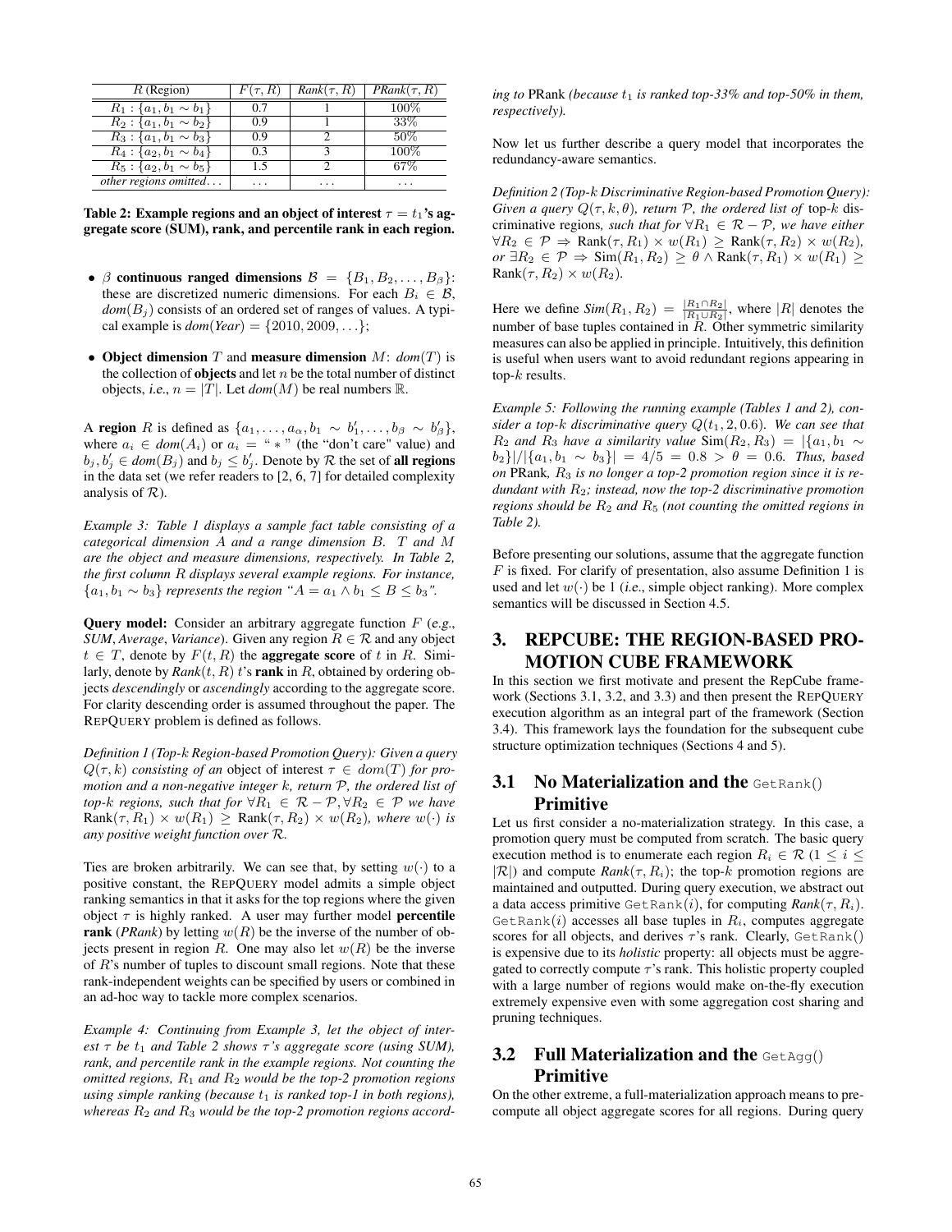| $R$ (Region) | $F(\tau, R)$ | $Rank(\tau, R)$ | $PRank(\tau, R)$ |
|---|---|---|---|
| $R_1 : \{a_1, b_1 \sim b_1\}$ | 0.7 | 1 | 100% |
| $R_2 : \{a_1, b_1 \sim b_2\}$ | 0.9 | 1 | 33% |
| $R_3 : \{a_1, b_1 \sim b_3\}$ | 0.9 | 2 | 50% |
| $R_4 : \{a_2, b_1 \sim b_4\}$ | 0.3 | 3 | 100% |
| $R_5 : \{a_2, b_1 \sim b_5\}$ | 1.5 | 2 | 67% |
| *other regions omitted...* | ... | ... | ... |

**Table 2: Example regions and an object of interest $\tau = t_1$'s aggregate score (SUM), rank, and percentile rank in each region.**

- $\beta$ **continuous ranged dimensions** $\mathcal{B} = \{B_1, B_2, \ldots, B_\beta\}$: these are discretized numeric dimensions. For each $B_i \in \mathcal{B}$, $dom(B_j)$ consists of an ordered set of ranges of values. A typical example is $dom(Year) = \{2010, 2009, \ldots\}$;
- **Object dimension** $T$ and **measure dimension** $M$: $dom(T)$ is the collection of **objects** and let $n$ be the total number of distinct objects, *i.e.*, $n = |T|$. Let $dom(M)$ be real numbers $\mathbb{R}$.

A **region** $R$ is defined as $\{a_1, \ldots, a_\alpha, b_1 \sim b'_1, \ldots, b_\beta \sim b'_\beta\}$, where $a_i \in dom(A_i)$ or $a_i =$ " $*$ " (the "don't care" value) and $b_j, b'_j \in dom(B_j)$ and $b_j \leq b'_j$. Denote by $\mathcal{R}$ the set of **all regions** in the data set (we refer readers to [2, 6, 7] for detailed complexity analysis of $\mathcal{R}$).

*Example 3: Table 1 displays a sample fact table consisting of a categorical dimension $A$ and a range dimension $B$. $T$ and $M$ are the object and measure dimensions, respectively. In Table 2, the first column $R$ displays several example regions. For instance, $\{a_1, b_1 \sim b_3\}$ represents the region "$A = a_1 \wedge b_1 \leq B \leq b_3$".*

**Query model:** Consider an arbitrary aggregate function $F$ (*e.g.*, *SUM*, *Average*, *Variance*). Given any region $R \in \mathcal{R}$ and any object $t \in T$, denote by $F(t, R)$ the **aggregate score** of $t$ in $R$. Similarly, denote by $Rank(t, R)$ $t$'s **rank** in $R$, obtained by ordering objects *descendingly* or *ascendingly* according to the aggregate score. For clarity descending order is assumed throughout the paper. The REPQUERY problem is defined as follows.

*Definition 1 (Top-k Region-based Promotion Query): Given a query $Q(\tau, k)$ consisting of an* object of interest $\tau \in dom(T)$ *for promotion and a non-negative integer $k$, return $\mathcal{P}$, the ordered list of* top-$k$ regions*, such that for $\forall R_1 \in \mathcal{R} - \mathcal{P}, \forall R_2 \in \mathcal{P}$ we have* $\text{Rank}(\tau, R_1) \times w(R_1) \geq \text{Rank}(\tau, R_2) \times w(R_2)$*, where $w(\cdot)$ is any positive weight function over $\mathcal{R}$.*

Ties are broken arbitrarily. We can see that, by setting $w(\cdot)$ to a positive constant, the REPQUERY model admits a simple object ranking semantics in that it asks for the top regions where the given object $\tau$ is highly ranked. A user may further model **percentile rank** (*PRank*) by letting $w(R)$ be the inverse of the number of objects present in region $R$. One may also let $w(R)$ be the inverse of $R$'s number of tuples to discount small regions. Note that these rank-independent weights can be specified by users or combined in an ad-hoc way to tackle more complex scenarios.

*Example 4: Continuing from Example 3, let the object of interest $\tau$ be $t_1$ and Table 2 shows $\tau$'s aggregate score (using SUM), rank, and percentile rank in the example regions. Not counting the omitted regions, $R_1$ and $R_2$ would be the top-2 promotion regions using simple ranking (because $t_1$ is ranked top-1 in both regions), whereas $R_2$ and $R_3$ would be the top-2 promotion regions according to* PRank *(because $t_1$ is ranked top-33% and top-50% in them, respectively).*

Now let us further describe a query model that incorporates the redundancy-aware semantics.

*Definition 2 (Top-k Discriminative Region-based Promotion Query): Given a query $Q(\tau, k, \theta)$, return $\mathcal{P}$, the ordered list of* top-$k$ discriminative regions*, such that for $\forall R_1 \in \mathcal{R} - \mathcal{P}$, we have either $\forall R_2 \in \mathcal{P} \Rightarrow \text{Rank}(\tau, R_1) \times w(R_1) \geq \text{Rank}(\tau, R_2) \times w(R_2)$, or $\exists R_2 \in \mathcal{P} \Rightarrow \text{Sim}(R_1, R_2) \geq \theta \wedge \text{Rank}(\tau, R_1) \times w(R_1) \geq \text{Rank}(\tau, R_2) \times w(R_2)$.*

Here we define $Sim(R_1, R_2) = \frac{|R_1 \cap R_2|}{|R_1 \cup R_2|}$, where $|R|$ denotes the number of base tuples contained in $R$. Other symmetric similarity measures can also be applied in principle. Intuitively, this definition is useful when users want to avoid redundant regions appearing in top-$k$ results.

*Example 5: Following the running example (Tables 1 and 2), consider a top-k discriminative query $Q(t_1, 2, 0.6)$. We can see that $R_2$ and $R_3$ have a similarity value $\text{Sim}(R_2, R_3) = |\{a_1, b_1 \sim b_2\}|/|\{a_1, b_1 \sim b_3\}| = 4/5 = 0.8 > \theta = 0.6$. Thus, based on* PRank*, $R_3$ is no longer a top-2 promotion region since it is redundant with $R_2$; instead, now the top-2 discriminative promotion regions should be $R_2$ and $R_5$ (not counting the omitted regions in Table 2).*

Before presenting our solutions, assume that the aggregate function $F$ is fixed. For clarify of presentation, also assume Definition 1 is used and let $w(\cdot)$ be 1 (*i.e.*, simple object ranking). More complex semantics will be discussed in Section 4.5.

# 3. REPCUBE: THE REGION-BASED PROMOTION CUBE FRAMEWORK

In this section we first motivate and present the RepCube framework (Sections 3.1, 3.2, and 3.3) and then present the REPQUERY execution algorithm as an integral part of the framework (Section 3.4). This framework lays the foundation for the subsequent cube structure optimization techniques (Sections 4 and 5).

## 3.1 No Materialization and the GetRank() Primitive

Let us first consider a no-materialization strategy. In this case, a promotion query must be computed from scratch. The basic query execution method is to enumerate each region $R_i \in \mathcal{R}$ ($1 \leq i \leq |\mathcal{R}|$) and compute $Rank(\tau, R_i)$; the top-$k$ promotion regions are maintained and outputted. During query execution, we abstract out a data access primitive GetRank($i$), for computing $Rank(\tau, R_i)$. GetRank($i$) accesses all base tuples in $R_i$, computes aggregate scores for all objects, and derives $\tau$'s rank. Clearly, GetRank() is expensive due to its *holistic* property: all objects must be aggregated to correctly compute $\tau$'s rank. This holistic property coupled with a large number of regions would make on-the-fly execution extremely expensive even with some aggregation cost sharing and pruning techniques.

## 3.2 Full Materialization and the GetAgg() Primitive

On the other extreme, a full-materialization approach means to precompute all object aggregate scores for all regions. During query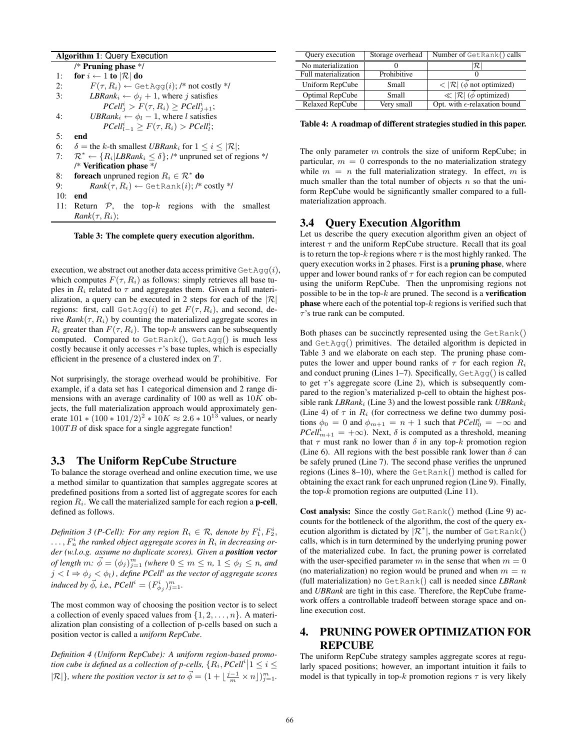**Algorithm 1**: Query Execution

```
     /* Pruning phase */
1:   for i ← 1 to |R| do
2:       F(τ, R_i) ← GetAgg(i); /* not costly */
3:       LBRank_i ← φ_j + 1, where j satisfies
                PCell^i_j > F(τ, R_i) ≥ PCell^i_{j+1};
4:       UBRank_i ← φ_l − 1, where l satisfies
                PCell^i_{l−1} ≥ F(τ, R_i) > PCell^i_l;
5:   end
6:   δ = the k-th smallest UBRank_i for 1 ≤ i ≤ |R|;
7:   R* ← {R_i | LBRank_i ≤ δ}; /* unpruned set of regions */
     /* Verification phase */
8:   foreach unpruned region R_i ∈ R* do
9:       Rank(τ, R_i) ← GetRank(i); /* costly */
10:  end
11:  Return P, the top-k regions with the smallest
     Rank(τ, R_i);
```

**Table 3: The complete query execution algorithm.**

execution, we abstract out another data access primitive GetAgg($i$), which computes $F(\tau, R_i)$ as follows: simply retrieves all base tuples in $R_i$ related to $\tau$ and aggregates them. Given a full materialization, a query can be executed in 2 steps for each of the $|\mathcal{R}|$ regions: first, call GetAgg($i$) to get $F(\tau, R_i)$, and second, derive $Rank(\tau, R_i)$ by counting the materialized aggregate scores in $R_i$ greater than $F(\tau, R_i)$. The top-$k$ answers can be subsequently computed. Compared to GetRank(), GetAgg() is much less costly because it only accesses $\tau$'s base tuples, which is especially efficient in the presence of a clustered index on $T$.

Not surprisingly, the storage overhead would be prohibitive. For example, if a data set has 1 categorical dimension and 2 range dimensions with an average cardinality of 100 as well as $10K$ objects, the full materialization approach would approximately generate $101 * (100 * 101/2)^2 * 10K \approx 2.6 * 10^{13}$ values, or nearly $100TB$ of disk space for a single aggregate function!

### 3.3 The Uniform RepCube Structure

To balance the storage overhead and online execution time, we use a method similar to quantization that samples aggregate scores at predefined positions from a sorted list of aggregate scores for each region $R_i$. We call the materialized sample for each region a **p-cell**, defined as follows.

*Definition 3 (P-Cell): For any region $R_i \in \mathcal{R}$, denote by $F^i_1, F^i_2, \ldots, F^i_n$ the ranked object aggregate scores in $R_i$ in decreasing order (w.l.o.g. assume no duplicate scores). Given a **position vector** of length $m$: $\vec{\phi} = (\phi_j)_{j=1}^m$ (where $0 \le m \le n$, $1 \le \phi_j \le n$, and $j < l \Rightarrow \phi_j < \phi_l$), define $PCell^i$ as the vector of aggregate scores induced by $\vec{\phi}$,* i.e., *$PCell^i = (F^i_{\phi_j})_{j=1}^m$.*

The most common way of choosing the position vector is to select a collection of evenly spaced values from $\{1, 2, \ldots, n\}$. A materialization plan consisting of a collection of p-cells based on such a position vector is called a *uniform RepCube*.

*Definition 4 (Uniform RepCube): A uniform region-based promotion cube is defined as a collection of p-cells, $\{R_i, PCell^i \big| 1 \le i \le |\mathcal{R}|\}$, where the position vector is set to $\vec{\phi} = (1 + \lfloor \frac{j-1}{m} \times n \rfloor)_{j=1}^m$.*

| Query execution | Storage overhead | Number of GetRank() calls |
|---|---|---|
| No materialization | 0 | $\lvert\mathcal{R}\rvert$ |
| Full materialization | Prohibitive | 0 |
| Uniform RepCube | Small | $< \lvert\mathcal{R}\rvert$ ($\vec{\phi}$ not optimized) |
| Optimal RepCube | Small | $\ll \lvert\mathcal{R}\rvert$ ($\vec{\phi}$ optimized) |
| Relaxed RepCube | Very small | Opt. with $\epsilon$-relaxation bound |

**Table 4: A roadmap of different strategies studied in this paper.**

The only parameter $m$ controls the size of uniform RepCube; in particular, $m = 0$ corresponds to the no materialization strategy while $m = n$ the full materialization strategy. In effect, $m$ is much smaller than the total number of objects $n$ so that the uniform RepCube would be significantly smaller compared to a full-materialization approach.

### 3.4 Query Execution Algorithm

Let us describe the query execution algorithm given an object of interest $\tau$ and the uniform RepCube structure. Recall that its goal is to return the top-$k$ regions where $\tau$ is the most highly ranked. The query execution works in 2 phases. First is a **pruning phase**, where upper and lower bound ranks of $\tau$ for each region can be computed using the uniform RepCube. Then the unpromising regions not possible to be in the top-$k$ are pruned. The second is a **verification phase** where each of the potential top-$k$ regions is verified such that $\tau$'s true rank can be computed.

Both phases can be succinctly represented using the GetRank() and GetAgg() primitives. The detailed algorithm is depicted in Table 3 and we elaborate on each step. The pruning phase computes the lower and upper bound ranks of $\tau$ for each region $R_i$ and conduct pruning (Lines 1–7). Specifically, GetAgg() is called to get $\tau$'s aggregate score (Line 2), which is subsequently compared to the region's materialized p-cell to obtain the highest possible rank $LBRank_i$ (Line 3) and the lowest possible rank $UBRank_i$ (Line 4) of $\tau$ in $R_i$ (for correctness we define two dummy positions $\phi_0 = 0$ and $\phi_{m+1} = n + 1$ such that $PCell^i_0 = -\infty$ and $PCell^i_{m+1} = +\infty$). Next, $\delta$ is computed as a threshold, meaning that $\tau$ must rank no lower than $\delta$ in any top-$k$ promotion region (Line 6). All regions with the best possible rank lower than $\delta$ can be safely pruned (Line 7). The second phase verifies the unpruned regions (Lines 8–10), where the GetRank() method is called for obtaining the exact rank for each unpruned region (Line 9). Finally, the top-$k$ promotion regions are outputted (Line 11).

**Cost analysis:** Since the costly GetRank() method (Line 9) accounts for the bottleneck of the algorithm, the cost of the query execution algorithm is dictated by $|\mathcal{R}^*|$, the number of GetRank() calls, which is in turn determined by the underlying pruning power of the materialized cube. In fact, the pruning power is correlated with the user-specified parameter $m$ in the sense that when $m = 0$ (no materialization) no region would be pruned and when $m = n$ (full materialization) no GetRank() call is needed since *LBRank* and *UBRank* are tight in this case. Therefore, the RepCube framework offers a controllable tradeoff between storage space and online execution cost.

## 4. PRUNING POWER OPTIMIZATION FOR REPCUBE

The uniform RepCube strategy samples aggregate scores at regularly spaced positions; however, an important intuition it fails to model is that typically in top-$k$ promotion regions $\tau$ is very likely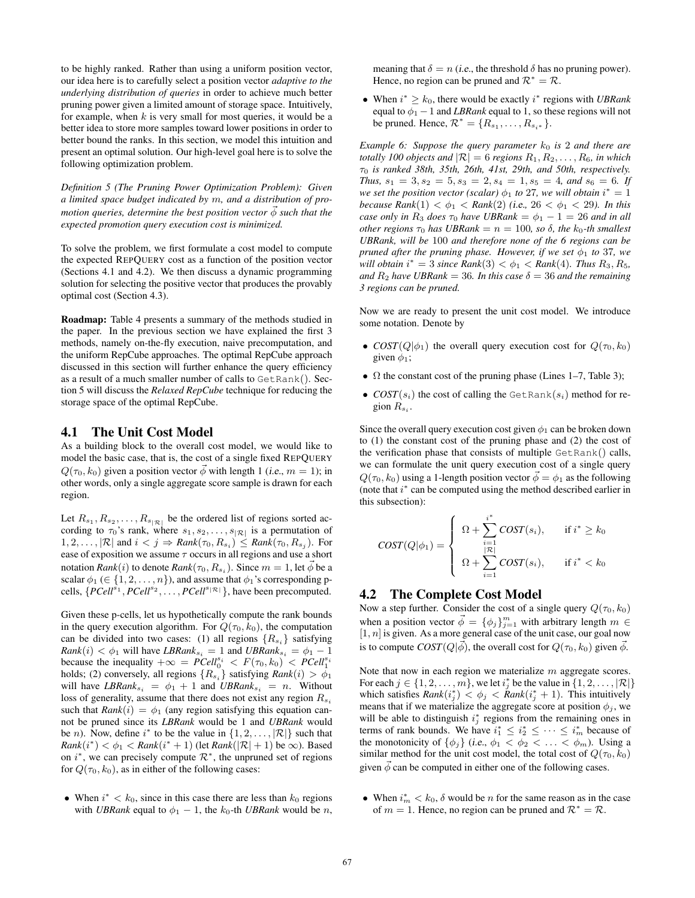to be highly ranked. Rather than using a uniform position vector, our idea here is to carefully select a position vector *adaptive to the underlying distribution of queries* in order to achieve much better pruning power given a limited amount of storage space. Intuitively, for example, when $k$ is very small for most queries, it would be a better idea to store more samples toward lower positions in order to better bound the ranks. In this section, we model this intuition and present an optimal solution. Our high-level goal here is to solve the following optimization problem.

*Definition 5 (The Pruning Power Optimization Problem): Given a limited space budget indicated by $m$, and a distribution of promotion queries, determine the best position vector $\vec{\phi}$ such that the expected promotion query execution cost is minimized.*

To solve the problem, we first formulate a cost model to compute the expected REPQUERY cost as a function of the position vector (Sections 4.1 and 4.2). We then discuss a dynamic programming solution for selecting the positive vector that produces the provably optimal cost (Section 4.3).

**Roadmap:** Table 4 presents a summary of the methods studied in the paper. In the previous section we have explained the first 3 methods, namely on-the-fly execution, naive precomputation, and the uniform RepCube approaches. The optimal RepCube approach discussed in this section will further enhance the query efficiency as a result of a much smaller number of calls to `GetRank()`. Section 5 will discuss the ***Relaxed RepCube*** technique for reducing the storage space of the optimal RepCube.

## 4.1 The Unit Cost Model

As a building block to the overall cost model, we would like to model the basic case, that is, the cost of a single fixed REPQUERY $Q(\tau_0, k_0)$ given a position vector $\vec{\phi}$ with length 1 (*i.e.*, $m = 1$); in other words, only a single aggregate score sample is drawn for each region.

Let $R_{s_1}, R_{s_2}, \ldots, R_{s_{|\mathcal{R}|}}$ be the ordered list of regions sorted according to $\tau_0$'s rank, where $s_1, s_2, \ldots, s_{|\mathcal{R}|}$ is a permutation of $1, 2, \ldots, |\mathcal{R}|$ and $i < j \Rightarrow Rank(\tau_0, R_{s_i}) \leq Rank(\tau_0, R_{s_j})$. For ease of exposition we assume $\tau$ occurs in all regions and use a short notation $Rank(i)$ to denote $Rank(\tau_0, R_{s_i})$. Since $m = 1$, let $\vec{\phi}$ be a scalar $\phi_1$ ($\in \{1, 2, \ldots, n\}$), and assume that $\phi_1$'s corresponding p-cells, $\{PCell^{s_1}, PCell^{s_2}, \ldots, PCell^{s_{|\mathcal{R}|}}\}$, have been precomputed.

Given these p-cells, let us hypothetically compute the rank bounds in the query execution algorithm. For $Q(\tau_0, k_0)$, the computation can be divided into two cases: (1) all regions $\{R_{s_i}\}$ satisfying $Rank(i) < \phi_1$ will have $LBRank_{s_i} = 1$ and $UBRank_{s_i} = \phi_1 - 1$ because the inequality $+\infty = PCell_0^{s_i} < F(\tau_0, k_0) < PCell_1^{s_i}$ holds; (2) conversely, all regions $\{R_{s_i}\}$ satisfying $Rank(i) > \phi_1$ will have $LBRank_{s_i} = \phi_1 + 1$ and $UBRank_{s_i} = n$. Without loss of generality, assume that there does not exist any region $R_{s_i}$ such that $Rank(i) = \phi_1$ (any region satisfying this equation cannot be pruned since its $LBRank$ would be 1 and $UBRank$ would be $n$). Now, define $i^*$ to be the value in $\{1, 2, \ldots, |\mathcal{R}|\}$ such that $Rank(i^*) < \phi_1 < Rank(i^* + 1)$ (let $Rank(|\mathcal{R}| + 1)$ be $\infty$). Based on $i^*$, we can precisely compute $\mathcal{R}^*$, the unpruned set of regions for $Q(\tau_0, k_0)$, as in either of the following cases:

- When $i^* < k_0$, since in this case there are less than $k_0$ regions with $UBRank$ equal to $\phi_1 - 1$, the $k_0$-th $UBRank$ would be $n$, meaning that $\delta = n$ (*i.e.*, the threshold $\delta$ has no pruning power). Hence, no region can be pruned and $\mathcal{R}^* = \mathcal{R}$.
- When $i^* \geq k_0$, there would be exactly $i^*$ regions with $UBRank$ equal to $\phi_1 - 1$ and $LBRank$ equal to 1, so these regions will not be pruned. Hence, $\mathcal{R}^* = \{R_{s_1}, \ldots, R_{s_{i^*}}\}$.

*Example 6: Suppose the query parameter $k_0$ is 2 and there are totally 100 objects and $|\mathcal{R}| = 6$ regions $R_1, R_2, \ldots, R_6$, in which $\tau_0$ is ranked 38th, 35th, 26th, 41st, 29th, and 50th, respectively. Thus, $s_1 = 3, s_2 = 5, s_3 = 2, s_4 = 1, s_5 = 4$, and $s_6 = 6$. If we set the position vector (scalar) $\phi_1$ to 27, we will obtain $i^* = 1$ because $Rank(1) < \phi_1 < Rank(2)$ (i.e., $26 < \phi_1 < 29$). In this case only in $R_3$ does $\tau_0$ have $UBRank = \phi_1 - 1 = 26$ and in all other regions $\tau_0$ has $UBRank = n = 100$, so $\delta$, the $k_0$-th smallest $UBRank$, will be 100 and therefore none of the 6 regions can be pruned after the pruning phase. However, if we set $\phi_1$ to 37, we will obtain $i^* = 3$ since $Rank(3) < \phi_1 < Rank(4)$. Thus $R_3, R_5$, and $R_2$ have $UBRank = 36$. In this case $\delta = 36$ and the remaining 3 regions can be pruned.*

Now we are ready to present the unit cost model. We introduce some notation. Denote by

- $COST(Q|\phi_1)$ the overall query execution cost for $Q(\tau_0, k_0)$ given $\phi_1$;
- $\Omega$ the constant cost of the pruning phase (Lines 1–7, Table 3);
- $COST(s_i)$ the cost of calling the `GetRank`$(s_i)$ method for region $R_{s_i}$.

Since the overall query execution cost given $\phi_1$ can be broken down to (1) the constant cost of the pruning phase and (2) the cost of the verification phase that consists of multiple `GetRank()` calls, we can formulate the unit query execution cost of a single query $Q(\tau_0, k_0)$ using a 1-length position vector $\vec{\phi} = \phi_1$ as the following (note that $i^*$ can be computed using the method described earlier in this subsection):

$$
COST(Q|\phi_1) = \begin{cases} \Omega + \sum_{i=1}^{i^*} COST(s_i), & \text{if } i^* \geq k_0 \\ \Omega + \sum_{i=1}^{|\mathcal{R}|} COST(s_i), & \text{if } i^* < k_0 \end{cases}
$$

## 4.2 The Complete Cost Model

Now a step further. Consider the cost of a single query $Q(\tau_0, k_0)$ when a position vector $\vec{\phi} = \{\phi_j\}_{j=1}^m$ with arbitrary length $m \in [1, n]$ is given. As a more general case of the unit case, our goal now is to compute $COST(Q|\vec{\phi})$, the overall cost for $Q(\tau_0, k_0)$ given $\vec{\phi}$.

Note that now in each region we materialize $m$ aggregate scores. For each $j \in \{1, 2, \ldots, m\}$, we let $i_j^*$ be the value in $\{1, 2, \ldots, |\mathcal{R}|\}$ which satisfies $Rank(i_j^*) < \phi_j < Rank(i_j^* + 1)$. This intuitively means that if we materialize the aggregate score at position $\phi_j$, we will be able to distinguish $i_j^*$ regions from the remaining ones in terms of rank bounds. We have $i_1^* \leq i_2^* \leq \cdots \leq i_m^*$ because of the monotonicity of $\{\phi_j\}$ (*i.e.*, $\phi_1 < \phi_2 < \ldots < \phi_m$). Using a similar method for the unit cost model, the total cost of $Q(\tau_0, k_0)$ given $\vec{\phi}$ can be computed in either one of the following cases.

- When $i_m^* < k_0$, $\delta$ would be $n$ for the same reason as in the case of $m = 1$. Hence, no region can be pruned and $\mathcal{R}^* = \mathcal{R}$.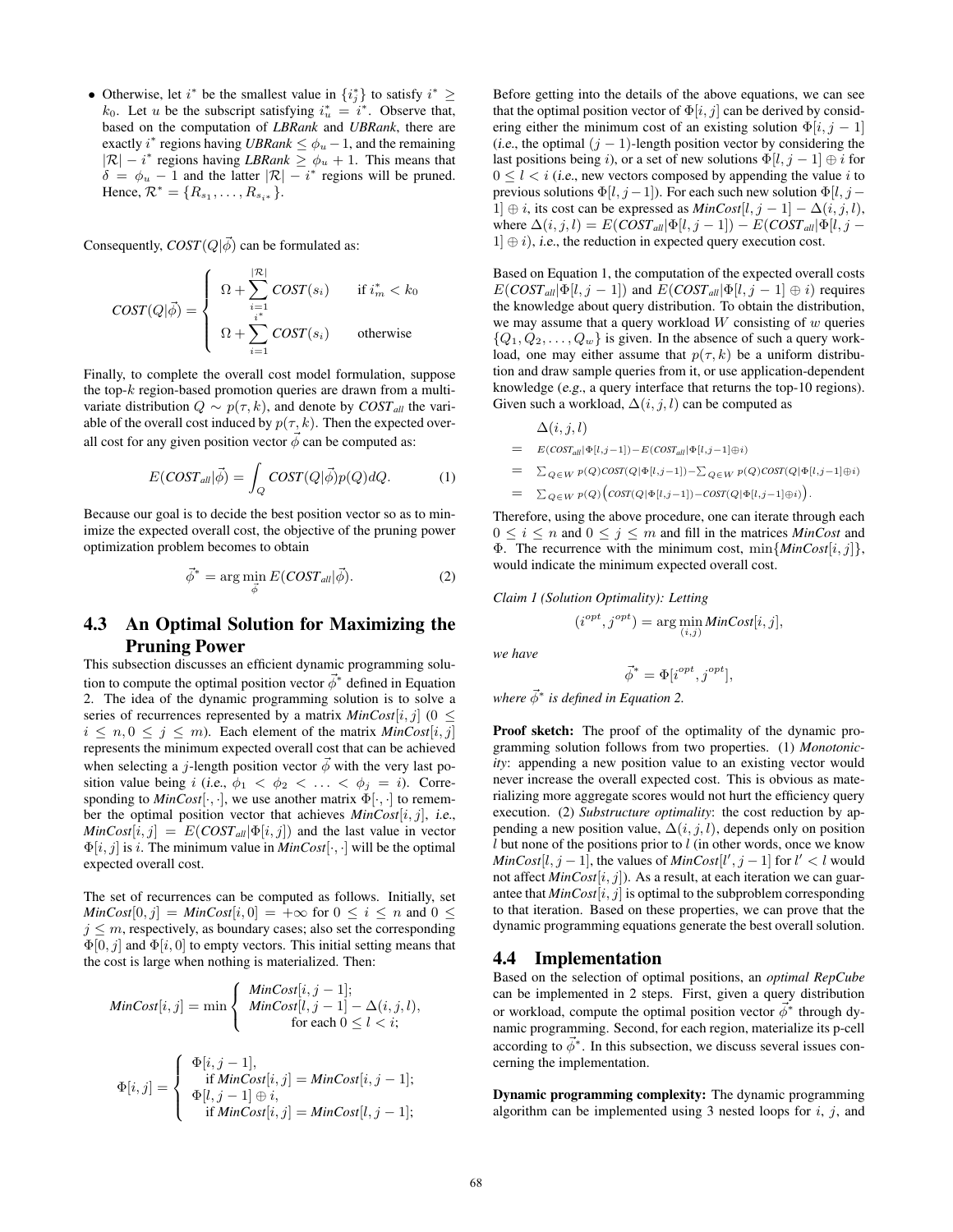- Otherwise, let $i^*$ be the smallest value in $\{i_j^*\}$ to satisfy $i^* \geq k_0$. Let $u$ be the subscript satisfying $i_u^* = i^*$. Observe that, based on the computation of *LBRank* and *UBRank*, there are exactly $i^*$ regions having *UBRank* $\leq \phi_u - 1$, and the remaining $|\mathcal{R}| - i^*$ regions having *LBRank* $\geq \phi_u + 1$. This means that $\delta = \phi_u - 1$ and the latter $|\mathcal{R}| - i^*$ regions will be pruned. Hence, $\mathcal{R}^* = \{R_{s_1}, \ldots, R_{s_{i^*}}\}$.

Consequently, $COST(Q|\vec{\phi})$ can be formulated as:

$$COST(Q|\vec{\phi}) = \begin{cases} \Omega + \sum_{i=1}^{|\mathcal{R}|} COST(s_i) & \text{if } i_m^* < k_0 \\ \Omega + \sum_{i=1}^{i^*} COST(s_i) & \text{otherwise} \end{cases}$$

Finally, to complete the overall cost model formulation, suppose the top-$k$ region-based promotion queries are drawn from a multivariate distribution $Q \sim p(\tau, k)$, and denote by $COST_{all}$ the variable of the overall cost induced by $p(\tau, k)$. Then the expected overall cost for any given position vector $\vec{\phi}$ can be computed as:

$$E(COST_{all}|\vec{\phi}) = \int_Q COST(Q|\vec{\phi}) p(Q) dQ. \tag{1}$$

Because our goal is to decide the best position vector so as to minimize the expected overall cost, the objective of the pruning power optimization problem becomes to obtain

$$\vec{\phi}^* = \arg\min_{\vec{\phi}} E(COST_{all}|\vec{\phi}). \tag{2}$$

## 4.3 An Optimal Solution for Maximizing the Pruning Power

This subsection discusses an efficient dynamic programming solution to compute the optimal position vector $\vec{\phi}^*$ defined in Equation 2. The idea of the dynamic programming solution is to solve a series of recurrences represented by a matrix *MinCost*$[i, j]$ ($0 \leq i \leq n, 0 \leq j \leq m$). Each element of the matrix *MinCost*$[i, j]$ represents the minimum expected overall cost that can be achieved when selecting a $j$-length position vector $\vec{\phi}$ with the very last position value being $i$ (*i.e.*, $\phi_1 < \phi_2 < \ldots < \phi_j = i$). Corresponding to *MinCost*$[\cdot, \cdot]$, we use another matrix $\Phi[\cdot, \cdot]$ to remember the optimal position vector that achieves *MinCost*$[i, j]$, *i.e.*, *MinCost*$[i, j] = E(COST_{all}|\Phi[i, j])$ and the last value in vector $\Phi[i, j]$ is $i$. The minimum value in *MinCost*$[\cdot, \cdot]$ will be the optimal expected overall cost.

The set of recurrences can be computed as follows. Initially, set *MinCost*$[0, j] =$ *MinCost*$[i, 0] = +\infty$ for $0 \leq i \leq n$ and $0 \leq j \leq m$, respectively, as boundary cases; also set the corresponding $\Phi[0, j]$ and $\Phi[i, 0]$ to empty vectors. This initial setting means that the cost is large when nothing is materialized. Then:

$$MinCost[i, j] = \min \begin{cases} MinCost[i, j-1]; \\ MinCost[l, j-1] - \Delta(i, j, l), \\ \quad \text{for each } 0 \leq l < i; \end{cases}$$

$$\Phi[i, j] = \begin{cases} \Phi[i, j-1], \\ \quad \text{if } MinCost[i, j] = MinCost[i, j-1]; \\ \Phi[l, j-1] \oplus i, \\ \quad \text{if } MinCost[i, j] = MinCost[l, j-1]; \end{cases}$$

Before getting into the details of the above equations, we can see that the optimal position vector of $\Phi[i, j]$ can be derived by considering either the minimum cost of an existing solution $\Phi[i, j-1]$ (*i.e.*, the optimal $(j-1)$-length position vector by considering the last positions being $i$), or a set of new solutions $\Phi[l, j-1] \oplus i$ for $0 \leq l < i$ (*i.e.*, new vectors composed by appending the value $i$ to previous solutions $\Phi[l, j-1]$). For each such new solution $\Phi[l, j-1] \oplus i$, its cost can be expressed as *MinCost*$[l, j-1] - \Delta(i, j, l)$, where $\Delta(i, j, l) = E(COST_{all}|\Phi[l, j-1]) - E(COST_{all}|\Phi[l, j-1] \oplus i)$, *i.e.*, the reduction in expected query execution cost.

Based on Equation 1, the computation of the expected overall costs $E(COST_{all}|\Phi[l, j-1])$ and $E(COST_{all}|\Phi[l, j-1] \oplus i)$ requires the knowledge about query distribution. To obtain the distribution, we may assume that a query workload $W$ consisting of $w$ queries $\{Q_1, Q_2, \ldots, Q_w\}$ is given. In the absence of such a query workload, one may either assume that $p(\tau, k)$ be a uniform distribution and draw sample queries from it, or use application-dependent knowledge (*e.g.*, a query interface that returns the top-10 regions). Given such a workload, $\Delta(i, j, l)$ can be computed as

$$\begin{aligned} & \Delta(i, j, l) \\ = \; & E(COST_{all}|\Phi[l, j-1]) - E(COST_{all}|\Phi[l, j-1] \oplus i) \\ = \; & \textstyle\sum_{Q \in W} p(Q) COST(Q|\Phi[l, j-1]) - \sum_{Q \in W} p(Q) COST(Q|\Phi[l, j-1] \oplus i) \\ = \; & \textstyle\sum_{Q \in W} p(Q) \big( COST(Q|\Phi[l, j-1]) - COST(Q|\Phi[l, j-1] \oplus i) \big). \end{aligned}$$

Therefore, using the above procedure, one can iterate through each $0 \leq i \leq n$ and $0 \leq j \leq m$ and fill in the matrices *MinCost* and $\Phi$. The recurrence with the minimum cost, $\min\{MinCost[i, j]\}$, would indicate the minimum expected overall cost.

*Claim 1 (Solution Optimality): Letting*

$$(i^{opt}, j^{opt}) = \arg\min_{(i,j)} MinCost[i, j],$$

*we have*

$$\vec{\phi}^* = \Phi[i^{opt}, j^{opt}],$$

*where $\vec{\phi}^*$ is defined in Equation 2.*

**Proof sketch:** The proof of the optimality of the dynamic programming solution follows from two properties. (1) *Monotonicity*: appending a new position value to an existing vector would never increase the overall expected cost. This is obvious as materializing more aggregate scores would not hurt the efficiency query execution. (2) *Substructure optimality*: the cost reduction by appending a new position value, $\Delta(i, j, l)$, depends only on position $l$ but none of the positions prior to $l$ (in other words, once we know *MinCost*$[l, j-1]$, the values of *MinCost*$[l', j-1]$ for $l' < l$ would not affect *MinCost*$[i, j]$). As a result, at each iteration we can guarantee that *MinCost*$[i, j]$ is optimal to the subproblem corresponding to that iteration. Based on these properties, we can prove that the dynamic programming equations generate the best overall solution.

## 4.4 Implementation

Based on the selection of optimal positions, an *optimal RepCube* can be implemented in 2 steps. First, given a query distribution or workload, compute the optimal position vector $\vec{\phi}^*$ through dynamic programming. Second, for each region, materialize its p-cell according to $\vec{\phi}^*$. In this subsection, we discuss several issues concerning the implementation.

**Dynamic programming complexity:** The dynamic programming algorithm can be implemented using 3 nested loops for $i$, $j$, and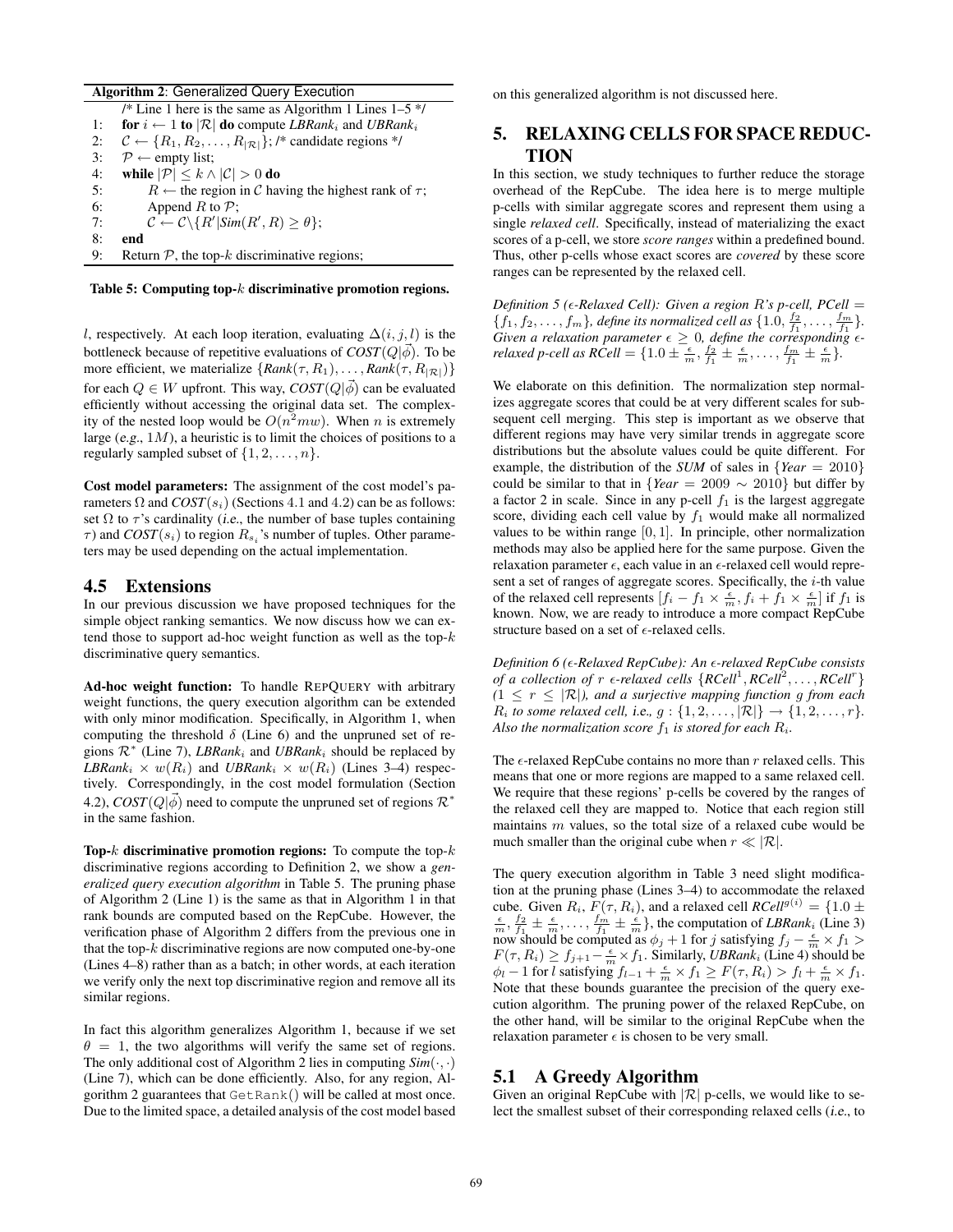**Algorithm 2**: Generalized Query Execution

```
    /* Line 1 here is the same as Algorithm 1 Lines 1–5 */
1:  for i ← 1 to |R| do compute LBRank_i and UBRank_i
2:  C ← {R_1, R_2, ..., R_|R|}; /* candidate regions */
3:  P ← empty list;
4:  while |P| ≤ k ∧ |C| > 0 do
5:      R ← the region in C having the highest rank of τ;
6:      Append R to P;
7:      C ← C\{R' | Sim(R', R) ≥ θ};
8:  end
9:  Return P, the top-k discriminative regions;
```

**Table 5: Computing top-$k$ discriminative promotion regions.**

$l$, respectively. At each loop iteration, evaluating $\Delta(i, j, l)$ is the bottleneck because of repetitive evaluations of $COST(Q|\vec{\phi})$. To be more efficient, we materialize $\{Rank(\tau, R_1), \ldots, Rank(\tau, R_{|\mathcal{R}|})\}$ for each $Q \in W$ upfront. This way, $COST(Q|\vec{\phi})$ can be evaluated efficiently without accessing the original data set. The complexity of the nested loop would be $O(n^2mw)$. When $n$ is extremely large (*e.g.*, $1M$), a heuristic is to limit the choices of positions to a regularly sampled subset of $\{1, 2, \ldots, n\}$.

**Cost model parameters:** The assignment of the cost model's parameters $\Omega$ and $COST(s_i)$ (Sections 4.1 and 4.2) can be as follows: set $\Omega$ to $\tau$'s cardinality (*i.e.*, the number of base tuples containing $\tau$) and $COST(s_i)$ to region $R_{s_i}$'s number of tuples. Other parameters may be used depending on the actual implementation.

## 4.5 Extensions

In our previous discussion we have proposed techniques for the simple object ranking semantics. We now discuss how we can extend those to support ad-hoc weight function as well as the top-$k$ discriminative query semantics.

**Ad-hoc weight function:** To handle REPQUERY with arbitrary weight functions, the query execution algorithm can be extended with only minor modification. Specifically, in Algorithm 1, when computing the threshold $\delta$ (Line 6) and the unpruned set of regions $\mathcal{R}^*$ (Line 7), $LBRank_i$ and $UBRank_i$ should be replaced by $LBRank_i \times w(R_i)$ and $UBRank_i \times w(R_i)$ (Lines 3–4) respectively. Correspondingly, in the cost model formulation (Section 4.2), $COST(Q|\vec{\phi})$ need to compute the unpruned set of regions $\mathcal{R}^*$ in the same fashion.

**Top-$k$ discriminative promotion regions:** To compute the top-$k$ discriminative regions according to Definition 2, we show a *generalized query execution algorithm* in Table 5. The pruning phase of Algorithm 2 (Line 1) is the same as that in Algorithm 1 in that rank bounds are computed based on the RepCube. However, the verification phase of Algorithm 2 differs from the previous one in that the top-$k$ discriminative regions are now computed one-by-one (Lines 4–8) rather than as a batch; in other words, at each iteration we verify only the next top discriminative region and remove all its similar regions.

In fact this algorithm generalizes Algorithm 1, because if we set $\theta = 1$, the two algorithms will verify the same set of regions. The only additional cost of Algorithm 2 lies in computing $Sim(\cdot, \cdot)$ (Line 7), which can be done efficiently. Also, for any region, Algorithm 2 guarantees that `GetRank()` will be called at most once. Due to the limited space, a detailed analysis of the cost model based on this generalized algorithm is not discussed here.

# 5. RELAXING CELLS FOR SPACE REDUCTION

In this section, we study techniques to further reduce the storage overhead of the RepCube. The idea here is to merge multiple p-cells with similar aggregate scores and represent them using a single *relaxed cell*. Specifically, instead of materializing the exact scores of a p-cell, we store *score ranges* within a predefined bound. Thus, other p-cells whose exact scores are *covered* by these score ranges can be represented by the relaxed cell.

*Definition 5 ($\epsilon$-Relaxed Cell): Given a region $R$'s p-cell, $PCell = \{f_1, f_2, \ldots, f_m\}$, define its normalized cell as $\{1.0, \frac{f_2}{f_1}, \ldots, \frac{f_m}{f_1}\}$. Given a relaxation parameter $\epsilon \geq 0$, define the corresponding $\epsilon$-relaxed p-cell as $RCell = \{1.0 \pm \frac{\epsilon}{m}, \frac{f_2}{f_1} \pm \frac{\epsilon}{m}, \ldots, \frac{f_m}{f_1} \pm \frac{\epsilon}{m}\}$.*

We elaborate on this definition. The normalization step normalizes aggregate scores that could be at very different scales for subsequent cell merging. This step is important as we observe that different regions may have very similar trends in aggregate score distributions but the absolute values could be quite different. For example, the distribution of the *SUM* of sales in $\{Year = 2010\}$ could be similar to that in $\{Year = 2009 \sim 2010\}$ but differ by a factor 2 in scale. Since in any p-cell $f_1$ is the largest aggregate score, dividing each cell value by $f_1$ would make all normalized values to be within range $[0, 1]$. In principle, other normalization methods may also be applied here for the same purpose. Given the relaxation parameter $\epsilon$, each value in an $\epsilon$-relaxed cell would represent a set of ranges of aggregate scores. Specifically, the $i$-th value of the relaxed cell represents $[f_i - f_1 \times \frac{\epsilon}{m}, f_i + f_1 \times \frac{\epsilon}{m}]$ if $f_1$ is known. Now, we are ready to introduce a more compact RepCube structure based on a set of $\epsilon$-relaxed cells.

*Definition 6 ($\epsilon$-Relaxed RepCube): An $\epsilon$-relaxed RepCube consists of a collection of $r$ $\epsilon$-relaxed cells $\{RCell^1, RCell^2, \ldots, RCell^r\}$ ($1 \leq r \leq |\mathcal{R}|$), and a surjective mapping function $g$ from each $R_i$ to some relaxed cell, i.e., $g : \{1, 2, \ldots, |\mathcal{R}|\} \rightarrow \{1, 2, \ldots, r\}$. Also the normalization score $f_1$ is stored for each $R_i$.*

The $\epsilon$-relaxed RepCube contains no more than $r$ relaxed cells. This means that one or more regions are mapped to a same relaxed cell. We require that these regions' p-cells be covered by the ranges of the relaxed cell they are mapped to. Notice that each region still maintains $m$ values, so the total size of a relaxed cube would be much smaller than the original cube when $r \ll |\mathcal{R}|$.

The query execution algorithm in Table 3 need slight modification at the pruning phase (Lines 3–4) to accommodate the relaxed cube. Given $R_i$, $F(\tau, R_i)$, and a relaxed cell $RCell^{g(i)} = \{1.0 \pm \frac{\epsilon}{m}, \frac{f_2}{f_1} \pm \frac{\epsilon}{m}, \ldots, \frac{f_m}{f_1} \pm \frac{\epsilon}{m}\}$, the computation of $LBRank_i$ (Line 3) now should be computed as $\phi_j + 1$ for $j$ satisfying $f_j - \frac{\epsilon}{m} \times f_1 > F(\tau, R_i) \geq f_{j+1} - \frac{\epsilon}{m} \times f_1$. Similarly, $UBRank_i$ (Line 4) should be $\phi_l - 1$ for $l$ satisfying $f_{l-1} + \frac{\epsilon}{m} \times f_1 \geq F(\tau, R_i) > f_l + \frac{\epsilon}{m} \times f_1$. Note that these bounds guarantee the precision of the query execution algorithm. The pruning power of the relaxed RepCube, on the other hand, will be similar to the original RepCube when the relaxation parameter $\epsilon$ is chosen to be very small.

## 5.1 A Greedy Algorithm

Given an original RepCube with $|\mathcal{R}|$ p-cells, we would like to select the smallest subset of their corresponding relaxed cells (*i.e.*, to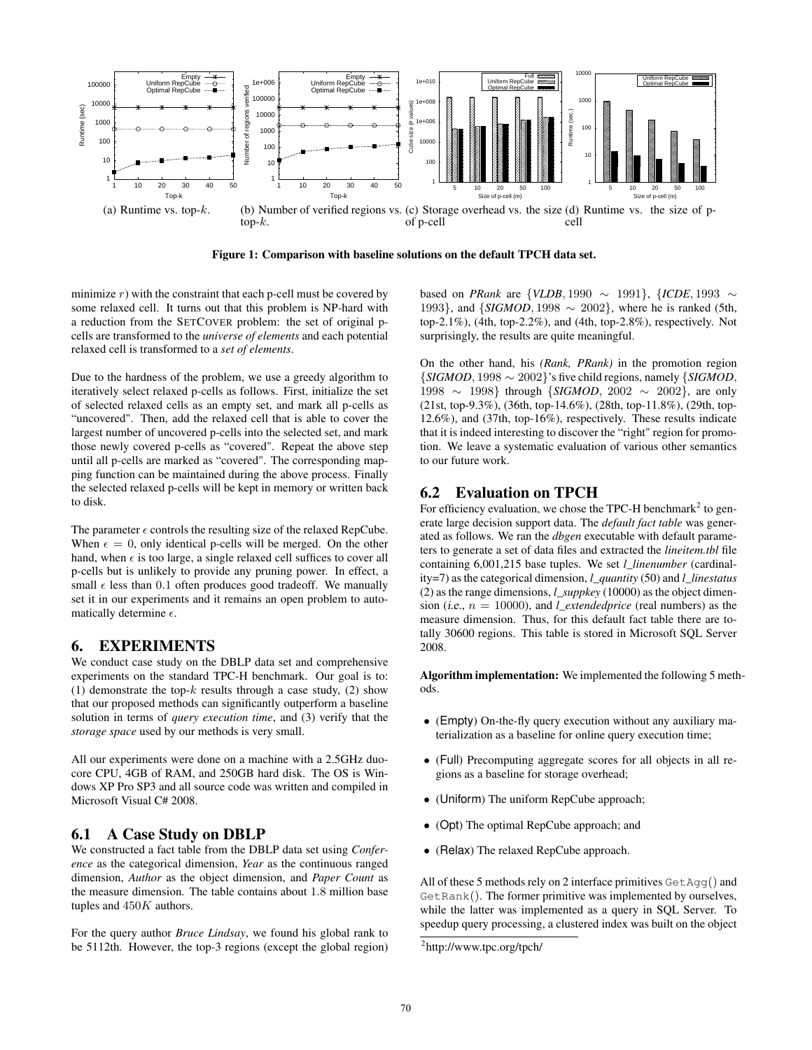(a) Runtime vs. top-$k$. (b) Number of verified regions vs. top-$k$. (c) Storage overhead vs. the size of p-cell (d) Runtime vs. the size of p-cell

**Figure 1: Comparison with baseline solutions on the default TPCH data set.**

minimize $r$) with the constraint that each p-cell must be covered by some relaxed cell. It turns out that this problem is NP-hard with a reduction from the SETCOVER problem: the set of original p-cells are transformed to the *universe of elements* and each potential relaxed cell is transformed to a *set of elements*.

Due to the hardness of the problem, we use a greedy algorithm to iteratively select relaxed p-cells as follows. First, initialize the set of selected relaxed cells as an empty set, and mark all p-cells as "uncovered". Then, add the relaxed cell that is able to cover the largest number of uncovered p-cells into the selected set, and mark those newly covered p-cells as "covered". Repeat the above step until all p-cells are marked as "covered". The corresponding mapping function can be maintained during the above process. Finally the selected relaxed p-cells will be kept in memory or written back to disk.

The parameter $\epsilon$ controls the resulting size of the relaxed RepCube. When $\epsilon = 0$, only identical p-cells will be merged. On the other hand, when $\epsilon$ is too large, a single relaxed cell suffices to cover all p-cells but is unlikely to provide any pruning power. In effect, a small $\epsilon$ less than 0.1 often produces good tradeoff. We manually set it in our experiments and it remains an open problem to automatically determine $\epsilon$.

# 6. EXPERIMENTS

We conduct case study on the DBLP data set and comprehensive experiments on the standard TPC-H benchmark. Our goal is to: (1) demonstrate the top-$k$ results through a case study, (2) show that our proposed methods can significantly outperform a baseline solution in terms of *query execution time*, and (3) verify that the *storage space* used by our methods is very small.

All our experiments were done on a machine with a 2.5GHz duo-core CPU, 4GB of RAM, and 250GB hard disk. The OS is Windows XP Pro SP3 and all source code was written and compiled in Microsoft Visual C# 2008.

## 6.1 A Case Study on DBLP

We constructed a fact table from the DBLP data set using *Conference* as the categorical dimension, *Year* as the continuous ranged dimension, *Author* as the object dimension, and *Paper Count* as the measure dimension. The table contains about 1.8 million base tuples and $450K$ authors.

For the query author *Bruce Lindsay*, we found his global rank to be 5112th. However, the top-3 regions (except the global region) based on *PRank* are $\{$*VLDB*, $1990 \sim 1991\}$, $\{$*ICDE*, $1993 \sim 1993\}$, and $\{$*SIGMOD*, $1998 \sim 2002\}$, where he is ranked (5th, top-2.1%), (4th, top-2.2%), and (4th, top-2.8%), respectively. Not surprisingly, the results are quite meaningful.

On the other hand, his *(Rank, PRank)* in the promotion region $\{$*SIGMOD*, $1998 \sim 2002\}$'s five child regions, namely $\{$*SIGMOD*, $1998 \sim 1998\}$ through $\{$*SIGMOD*, $2002 \sim 2002\}$, are only (21st, top-9.3%), (36th, top-14.6%), (28th, top-11.8%), (29th, top-12.6%), and (37th, top-16%), respectively. These results indicate that it is indeed interesting to discover the "right" region for promotion. We leave a systematic evaluation of various other semantics to our future work.

## 6.2 Evaluation on TPCH

For efficiency evaluation, we chose the TPC-H benchmark[2] to generate large decision support data. The *default fact table* was generated as follows. We ran the *dbgen* executable with default parameters to generate a set of data files and extracted the *lineitem.tbl* file containing 6,001,215 base tuples. We set *l_linenumber* (cardinality=7) as the categorical dimension, *l_quantity* (50) and *l_linestatus* (2) as the range dimensions, *l_suppkey* (10000) as the object dimension (*i.e.*, $n = 10000$), and *l_extendedprice* (real numbers) as the measure dimension. Thus, for this default fact table there are totally 30600 regions. This table is stored in Microsoft SQL Server 2008.

**Algorithm implementation:** We implemented the following 5 methods.

- (Empty) On-the-fly query execution without any auxiliary materialization as a baseline for online query execution time;
- (Full) Precomputing aggregate scores for all objects in all regions as a baseline for storage overhead;
- (Uniform) The uniform RepCube approach;
- (Opt) The optimal RepCube approach; and
- (Relax) The relaxed RepCube approach.

All of these 5 methods rely on 2 interface primitives GetAgg() and GetRank(). The former primitive was implemented by ourselves, while the latter was implemented as a query in SQL Server. To speedup query processing, a clustered index was built on the object

[2] http://www.tpc.org/tpch/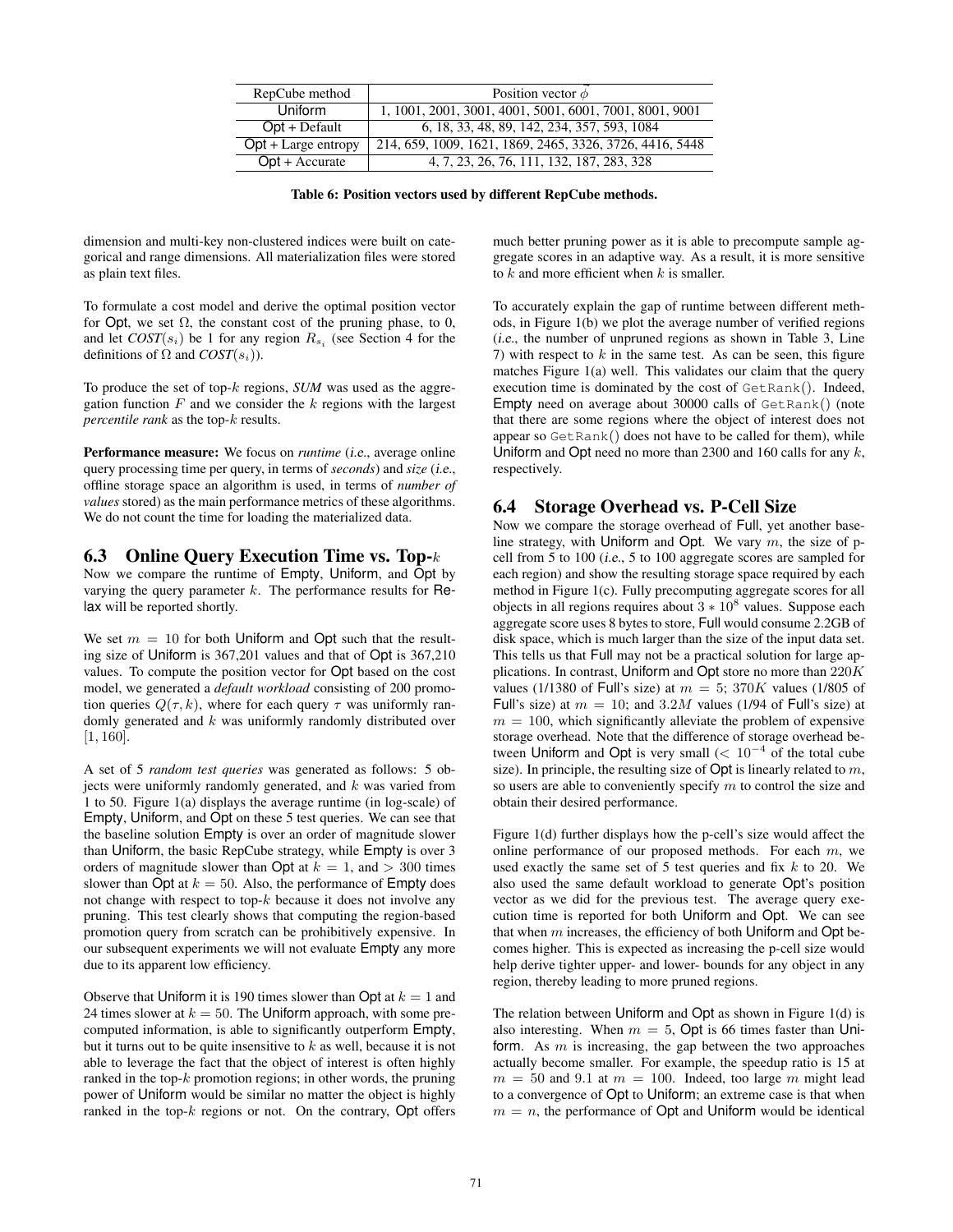| RepCube method | Position vector $\vec{\phi}$ |
| --- | --- |
| Uniform | 1, 1001, 2001, 3001, 4001, 5001, 6001, 7001, 8001, 9001 |
| Opt + Default | 6, 18, 33, 48, 89, 142, 234, 357, 593, 1084 |
| Opt + Large entropy | 214, 659, 1009, 1621, 1869, 2465, 3326, 3726, 4416, 5448 |
| Opt + Accurate | 4, 7, 23, 26, 76, 111, 132, 187, 283, 328 |

**Table 6: Position vectors used by different RepCube methods.**

dimension and multi-key non-clustered indices were built on categorical and range dimensions. All materialization files were stored as plain text files.

To formulate a cost model and derive the optimal position vector for Opt, we set $\Omega$, the constant cost of the pruning phase, to 0, and let $COST(s_i)$ be 1 for any region $R_{s_i}$ (see Section 4 for the definitions of $\Omega$ and $COST(s_i)$).

To produce the set of top-$k$ regions, *SUM* was used as the aggregation function $F$ and we consider the $k$ regions with the largest *percentile rank* as the top-$k$ results.

**Performance measure:** We focus on *runtime* (*i.e.*, average online query processing time per query, in terms of *seconds*) and *size* (*i.e.*, offline storage space an algorithm is used, in terms of *number of values* stored) as the main performance metrics of these algorithms. We do not count the time for loading the materialized data.

## 6.3 Online Query Execution Time vs. Top-$k$

Now we compare the runtime of Empty, Uniform, and Opt by varying the query parameter $k$. The performance results for Relax will be reported shortly.

We set $m = 10$ for both Uniform and Opt such that the resulting size of Uniform is 367,201 values and that of Opt is 367,210 values. To compute the position vector for Opt based on the cost model, we generated a *default workload* consisting of 200 promotion queries $Q(\tau, k)$, where for each query $\tau$ was uniformly randomly generated and $k$ was uniformly randomly distributed over $[1, 160]$.

A set of 5 *random test queries* was generated as follows: 5 objects were uniformly randomly generated, and $k$ was varied from 1 to 50. Figure 1(a) displays the average runtime (in log-scale) of Empty, Uniform, and Opt on these 5 test queries. We can see that the baseline solution Empty is over an order of magnitude slower than Uniform, the basic RepCube strategy, while Empty is over 3 orders of magnitude slower than Opt at $k = 1$, and $> 300$ times slower than Opt at $k = 50$. Also, the performance of Empty does not change with respect to top-$k$ because it does not involve any pruning. This test clearly shows that computing the region-based promotion query from scratch can be prohibitively expensive. In our subsequent experiments we will not evaluate Empty any more due to its apparent low efficiency.

Observe that Uniform it is 190 times slower than Opt at $k = 1$ and 24 times slower at $k = 50$. The Uniform approach, with some precomputed information, is able to significantly outperform Empty, but it turns out to be quite insensitive to $k$ as well, because it is not able to leverage the fact that the object of interest is often highly ranked in the top-$k$ promotion regions; in other words, the pruning power of Uniform would be similar no matter the object is highly ranked in the top-$k$ regions or not. On the contrary, Opt offers much better pruning power as it is able to precompute sample aggregate scores in an adaptive way. As a result, it is more sensitive to $k$ and more efficient when $k$ is smaller.

To accurately explain the gap of runtime between different methods, in Figure 1(b) we plot the average number of verified regions (*i.e.*, the number of unpruned regions as shown in Table 3, Line 7) with respect to $k$ in the same test. As can be seen, this figure matches Figure 1(a) well. This validates our claim that the query execution time is dominated by the cost of `GetRank()`. Indeed, Empty need on average about 30000 calls of `GetRank()` (note that there are some regions where the object of interest does not appear so `GetRank()` does not have to be called for them), while Uniform and Opt need no more than 2300 and 160 calls for any $k$, respectively.

## 6.4 Storage Overhead vs. P-Cell Size

Now we compare the storage overhead of Full, yet another baseline strategy, with Uniform and Opt. We vary $m$, the size of p-cell from 5 to 100 (*i.e.*, 5 to 100 aggregate scores are sampled for each region) and show the resulting storage space required by each method in Figure 1(c). Fully precomputing aggregate scores for all objects in all regions requires about $3 * 10^8$ values. Suppose each aggregate score uses 8 bytes to store, Full would consume 2.2GB of disk space, which is much larger than the size of the input data set. This tells us that Full may not be a practical solution for large applications. In contrast, Uniform and Opt store no more than $220K$ values (1/1380 of Full's size) at $m = 5$; $370K$ values (1/805 of Full's size) at $m = 10$; and $3.2M$ values (1/94 of Full's size) at $m = 100$, which significantly alleviate the problem of expensive storage overhead. Note that the difference of storage overhead between Uniform and Opt is very small ($< 10^{-4}$ of the total cube size). In principle, the resulting size of Opt is linearly related to $m$, so users are able to conveniently specify $m$ to control the size and obtain their desired performance.

Figure 1(d) further displays how the p-cell's size would affect the online performance of our proposed methods. For each $m$, we used exactly the same set of 5 test queries and fix $k$ to 20. We also used the same default workload to generate Opt's position vector as we did for the previous test. The average query execution time is reported for both Uniform and Opt. We can see that when $m$ increases, the efficiency of both Uniform and Opt becomes higher. This is expected as increasing the p-cell size would help derive tighter upper- and lower- bounds for any object in any region, thereby leading to more pruned regions.

The relation between Uniform and Opt as shown in Figure 1(d) is also interesting. When $m = 5$, Opt is 66 times faster than Uniform. As $m$ is increasing, the gap between the two approaches actually become smaller. For example, the speedup ratio is 15 at $m = 50$ and 9.1 at $m = 100$. Indeed, too large $m$ might lead to a convergence of Opt to Uniform; an extreme case is that when $m = n$, the performance of Opt and Uniform would be identical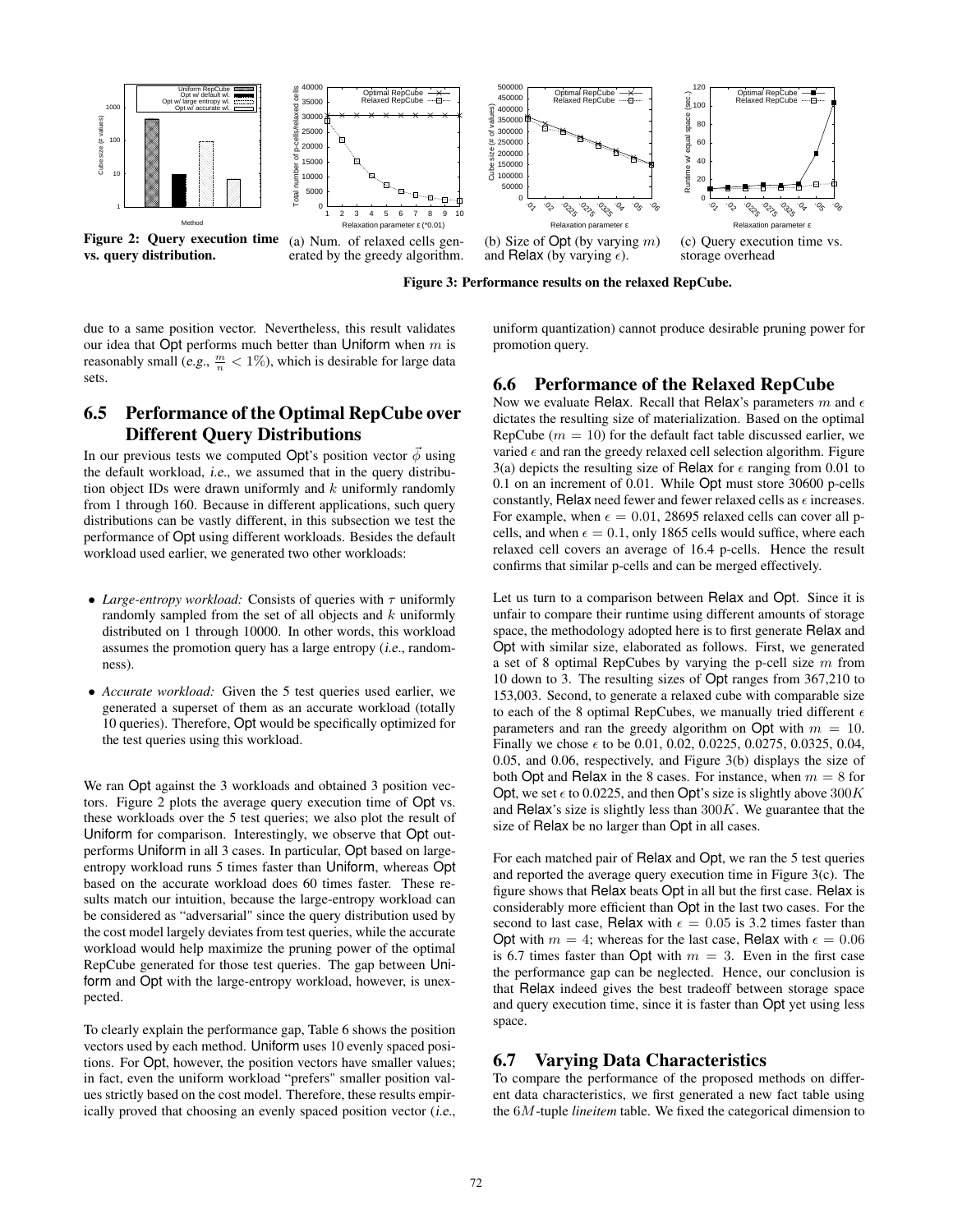Figure 2: Query execution time vs. query distribution.

(a) Num. of relaxed cells generated by the greedy algorithm.

(b) Size of Opt (by varying $m$) and Relax (by varying $\epsilon$).

(c) Query execution time vs. storage overhead

**Figure 3: Performance results on the relaxed RepCube.**

due to a same position vector. Nevertheless, this result validates our idea that Opt performs much better than Uniform when $m$ is reasonably small (*e.g.*, $\frac{m}{n} < 1\%$), which is desirable for large data sets.

## 6.5 Performance of the Optimal RepCube over Different Query Distributions

In our previous tests we computed Opt's position vector $\vec{\phi}$ using the default workload, *i.e.*, we assumed that in the query distribution object IDs were drawn uniformly and $k$ uniformly randomly from 1 through 160. Because in different applications, such query distributions can be vastly different, in this subsection we test the performance of Opt using different workloads. Besides the default workload used earlier, we generated two other workloads:

- *Large-entropy workload:* Consists of queries with $\tau$ uniformly randomly sampled from the set of all objects and $k$ uniformly distributed on 1 through 10000. In other words, this workload assumes the promotion query has a large entropy (*i.e.*, randomness).
- *Accurate workload:* Given the 5 test queries used earlier, we generated a superset of them as an accurate workload (totally 10 queries). Therefore, Opt would be specifically optimized for the test queries using this workload.

We ran Opt against the 3 workloads and obtained 3 position vectors. Figure 2 plots the average query execution time of Opt vs. these workloads over the 5 test queries; we also plot the result of Uniform for comparison. Interestingly, we observe that Opt outperforms Uniform in all 3 cases. In particular, Opt based on large-entropy workload runs 5 times faster than Uniform, whereas Opt based on the accurate workload does 60 times faster. These results match our intuition, because the large-entropy workload can be considered as "adversarial" since the query distribution used by the cost model largely deviates from test queries, while the accurate workload would help maximize the pruning power of the optimal RepCube generated for those test queries. The gap between Uniform and Opt with the large-entropy workload, however, is unexpected.

To clearly explain the performance gap, Table 6 shows the position vectors used by each method. Uniform uses 10 evenly spaced positions. For Opt, however, the position vectors have smaller values; in fact, even the uniform workload "prefers" smaller position values strictly based on the cost model. Therefore, these results empirically proved that choosing an evenly spaced position vector (*i.e.*, uniform quantization) cannot produce desirable pruning power for promotion query.

## 6.6 Performance of the Relaxed RepCube

Now we evaluate Relax. Recall that Relax's parameters $m$ and $\epsilon$ dictates the resulting size of materialization. Based on the optimal RepCube ($m = 10$) for the default fact table discussed earlier, we varied $\epsilon$ and ran the greedy relaxed cell selection algorithm. Figure 3(a) depicts the resulting size of Relax for $\epsilon$ ranging from 0.01 to 0.1 on an increment of 0.01. While Opt must store 30600 p-cells constantly, Relax need fewer and fewer relaxed cells as $\epsilon$ increases. For example, when $\epsilon = 0.01$, 28695 relaxed cells can cover all p-cells, and when $\epsilon = 0.1$, only 1865 cells would suffice, where each relaxed cell covers an average of 16.4 p-cells. Hence the result confirms that similar p-cells and can be merged effectively.

Let us turn to a comparison between Relax and Opt. Since it is unfair to compare their runtime using different amounts of storage space, the methodology adopted here is to first generate Relax and Opt with similar size, elaborated as follows. First, we generated a set of 8 optimal RepCubes by varying the p-cell size $m$ from 10 down to 3. The resulting sizes of Opt ranges from 367,210 to 153,003. Second, to generate a relaxed cube with comparable size to each of the 8 optimal RepCubes, we manually tried different $\epsilon$ parameters and ran the greedy algorithm on Opt with $m = 10$. Finally we chose $\epsilon$ to be 0.01, 0.02, 0.0225, 0.0275, 0.0325, 0.04, 0.05, and 0.06, respectively, and Figure 3(b) displays the size of both Opt and Relax in the 8 cases. For instance, when $m = 8$ for Opt, we set $\epsilon$ to 0.0225, and then Opt's size is slightly above $300K$ and Relax's size is slightly less than $300K$. We guarantee that the size of Relax be no larger than Opt in all cases.

For each matched pair of Relax and Opt, we ran the 5 test queries and reported the average query execution time in Figure 3(c). The figure shows that Relax beats Opt in all but the first case. Relax is considerably more efficient than Opt in the last two cases. For the second to last case, Relax with $\epsilon = 0.05$ is 3.2 times faster than Opt with $m = 4$; whereas for the last case, Relax with $\epsilon = 0.06$ is 6.7 times faster than Opt with $m = 3$. Even in the first case the performance gap can be neglected. Hence, our conclusion is that Relax indeed gives the best tradeoff between storage space and query execution time, since it is faster than Opt yet using less space.

## 6.7 Varying Data Characteristics

To compare the performance of the proposed methods on different data characteristics, we first generated a new fact table using the $6M$-tuple *lineitem* table. We fixed the categorical dimension to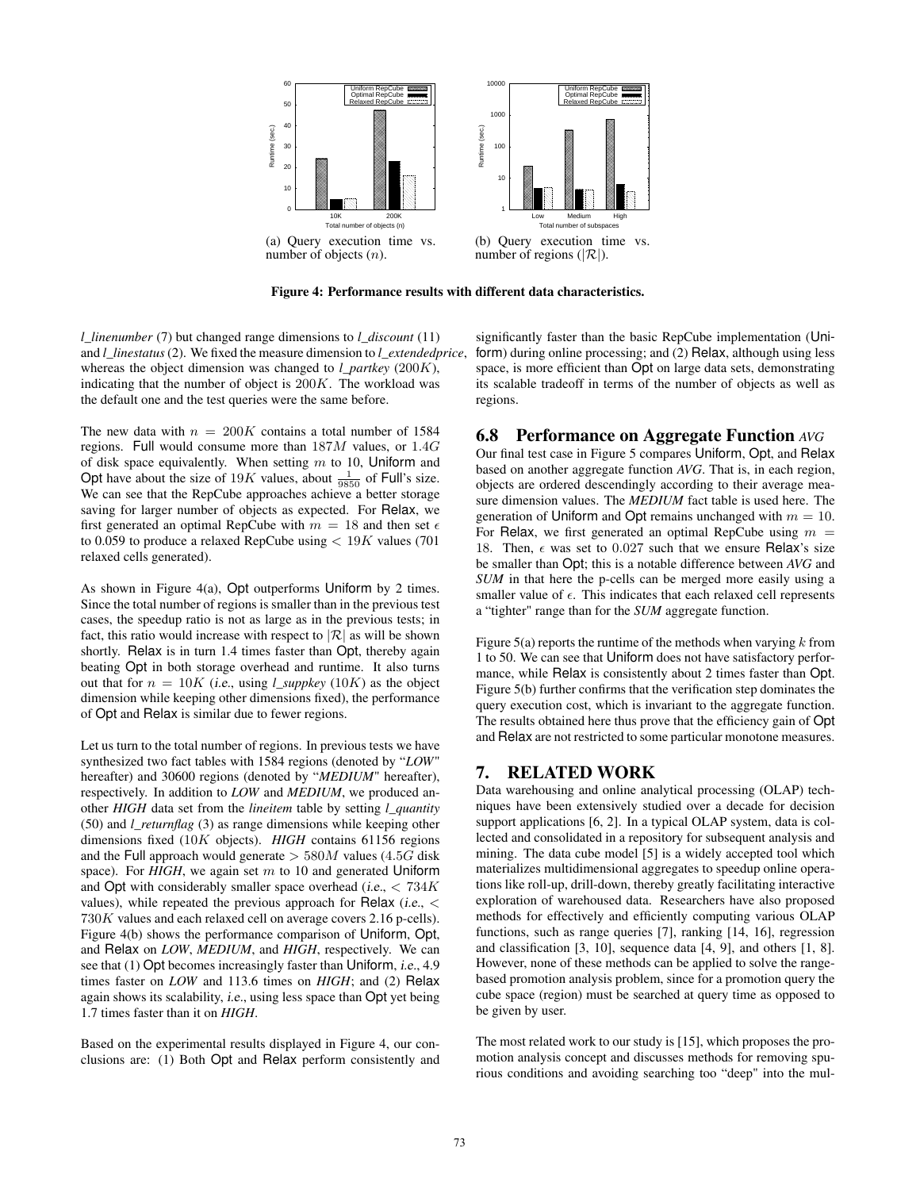(a) Query execution time vs. number of objects ($n$).

(b) Query execution time vs. number of regions ($|\mathcal{R}|$).

**Figure 4: Performance results with different data characteristics.**

*l_linenumber* (7) but changed range dimensions to *l_discount* (11) and *l_linestatus* (2). We fixed the measure dimension to *l_extendedprice*, whereas the object dimension was changed to *l_partkey* ($200K$), indicating that the number of object is $200K$. The workload was the default one and the test queries were the same before.

The new data with $n = 200K$ contains a total number of 1584 regions. Full would consume more than $187M$ values, or $1.4G$ of disk space equivalently. When setting $m$ to 10, Uniform and Opt have about the size of $19K$ values, about $\frac{1}{9850}$ of Full's size. We can see that the RepCube approaches achieve a better storage saving for larger number of objects as expected. For Relax, we first generated an optimal RepCube with $m = 18$ and then set $\epsilon$ to 0.059 to produce a relaxed RepCube using $< 19K$ values (701 relaxed cells generated).

As shown in Figure 4(a), Opt outperforms Uniform by 2 times. Since the total number of regions is smaller than in the previous test cases, the speedup ratio is not as large as in the previous tests; in fact, this ratio would increase with respect to $|\mathcal{R}|$ as will be shown shortly. Relax is in turn 1.4 times faster than Opt, thereby again beating Opt in both storage overhead and runtime. It also turns out that for $n = 10K$ (*i.e.*, using *l_suppkey* ($10K$) as the object dimension while keeping other dimensions fixed), the performance of Opt and Relax is similar due to fewer regions.

Let us turn to the total number of regions. In previous tests we have synthesized two fact tables with 1584 regions (denoted by "*LOW*" hereafter) and 30600 regions (denoted by "*MEDIUM*" hereafter), respectively. In addition to *LOW* and *MEDIUM*, we produced another *HIGH* data set from the *lineitem* table by setting *l_quantity* (50) and *l_returnflag* (3) as range dimensions while keeping other dimensions fixed ($10K$ objects). *HIGH* contains 61156 regions and the Full approach would generate $> 580M$ values ($4.5G$ disk space). For *HIGH*, we again set $m$ to 10 and generated Uniform and Opt with considerably smaller space overhead (*i.e.*, $< 734K$ values), while repeated the previous approach for Relax (*i.e.*, $< 730K$ values and each relaxed cell on average covers 2.16 p-cells). Figure 4(b) shows the performance comparison of Uniform, Opt, and Relax on *LOW*, *MEDIUM*, and *HIGH*, respectively. We can see that (1) Opt becomes increasingly faster than Uniform, *i.e.*, 4.9 times faster on *LOW* and 113.6 times on *HIGH*; and (2) Relax again shows its scalability, *i.e.*, using less space than Opt yet being 1.7 times faster than it on *HIGH*.

Based on the experimental results displayed in Figure 4, our conclusions are: (1) Both Opt and Relax perform consistently and significantly faster than the basic RepCube implementation (Uniform) during online processing; and (2) Relax, although using less space, is more efficient than Opt on large data sets, demonstrating its scalable tradeoff in terms of the number of objects as well as regions.

## 6.8 Performance on Aggregate Function *AVG*

Our final test case in Figure 5 compares Uniform, Opt, and Relax based on another aggregate function *AVG*. That is, in each region, objects are ordered descendingly according to their average measure dimension values. The *MEDIUM* fact table is used here. The generation of Uniform and Opt remains unchanged with $m = 10$. For Relax, we first generated an optimal RepCube using $m = 18$. Then, $\epsilon$ was set to 0.027 such that we ensure Relax's size be smaller than Opt; this is a notable difference between *AVG* and *SUM* in that here the p-cells can be merged more easily using a smaller value of $\epsilon$. This indicates that each relaxed cell represents a "tighter" range than for the *SUM* aggregate function.

Figure 5(a) reports the runtime of the methods when varying $k$ from 1 to 50. We can see that Uniform does not have satisfactory performance, while Relax is consistently about 2 times faster than Opt. Figure 5(b) further confirms that the verification step dominates the query execution cost, which is invariant to the aggregate function. The results obtained here thus prove that the efficiency gain of Opt and Relax are not restricted to some particular monotone measures.

# 7. RELATED WORK

Data warehousing and online analytical processing (OLAP) techniques have been extensively studied over a decade for decision support applications [6, 2]. In a typical OLAP system, data is collected and consolidated in a repository for subsequent analysis and mining. The data cube model [5] is a widely accepted tool which materializes multidimensional aggregates to speedup online operations like roll-up, drill-down, thereby greatly facilitating interactive exploration of warehoused data. Researchers have also proposed methods for effectively and efficiently computing various OLAP functions, such as range queries [7], ranking [14, 16], regression and classification [3, 10], sequence data [4, 9], and others [1, 8]. However, none of these methods can be applied to solve the range-based promotion analysis problem, since for a promotion query the cube space (region) must be searched at query time as opposed to be given by user.

The most related work to our study is [15], which proposes the promotion analysis concept and discusses methods for removing spurious conditions and avoiding searching too "deep" into the mul-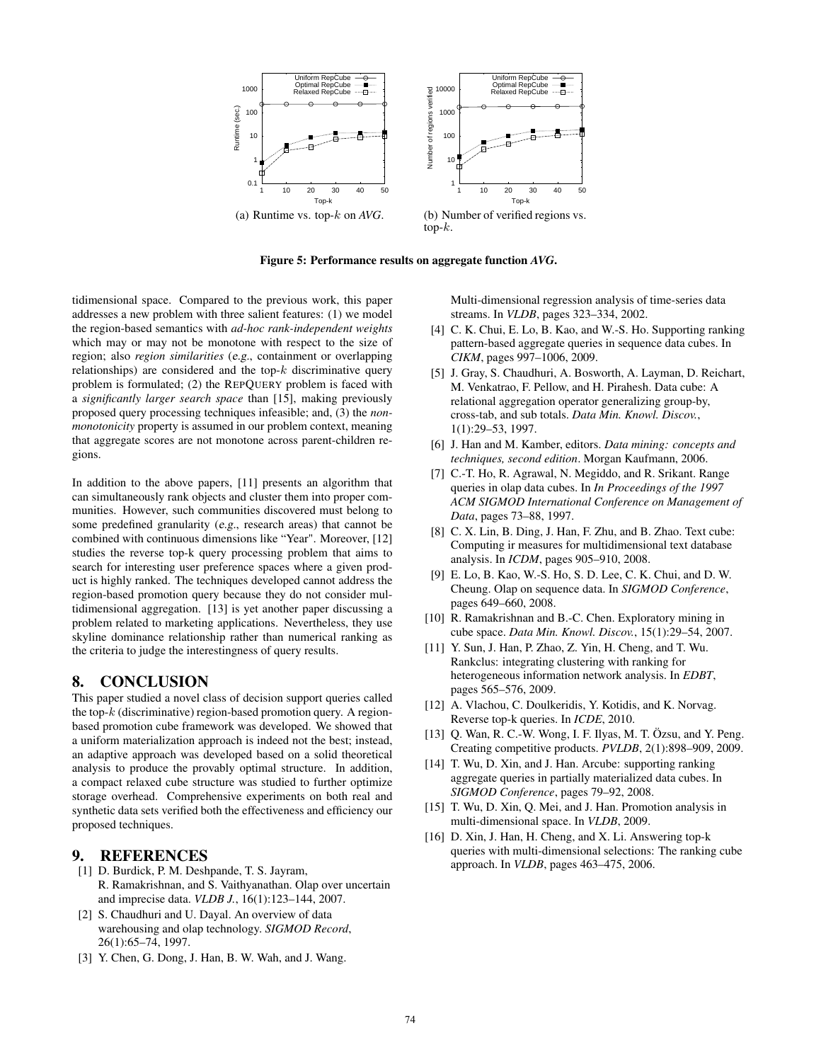Uniform RepCube
Optimal RepCube
Relaxed RepCube

Runtime (sec.)

1000
100
10
1
0.1

1 10 20 30 40 50

Top-k

(a) Runtime vs. top-$k$ on *AVG*.

Uniform RepCube
Optimal RepCube
Relaxed RepCube

Number of regions verified

10000
1000
100
10
1

1 10 20 30 40 50

Top-k

(b) Number of verified regions vs. top-$k$.

**Figure 5: Performance results on aggregate function *AVG*.**

tidimensional space. Compared to the previous work, this paper addresses a new problem with three salient features: (1) we model the region-based semantics with *ad-hoc rank-independent weights* which may or may not be monotone with respect to the size of region; also *region similarities* (*e.g.*, containment or overlapping relationships) are considered and the top-$k$ discriminative query problem is formulated; (2) the REPQUERY problem is faced with a *significantly larger search space* than [15], making previously proposed query processing techniques infeasible; and, (3) the *non-monotonicity* property is assumed in our problem context, meaning that aggregate scores are not monotone across parent-children regions.

In addition to the above papers, [11] presents an algorithm that can simultaneously rank objects and cluster them into proper communities. However, such communities discovered must belong to some predefined granularity (*e.g.*, research areas) that cannot be combined with continuous dimensions like "Year". Moreover, [12] studies the reverse top-k query processing problem that aims to search for interesting user preference spaces where a given product is highly ranked. The techniques developed cannot address the region-based promotion query because they do not consider multidimensional aggregation. [13] is yet another paper discussing a problem related to marketing applications. Nevertheless, they use skyline dominance relationship rather than numerical ranking as the criteria to judge the interestingness of query results.

## 8. CONCLUSION

This paper studied a novel class of decision support queries called the top-$k$ (discriminative) region-based promotion query. A region-based promotion cube framework was developed. We showed that a uniform materialization approach is indeed not the best; instead, an adaptive approach was developed based on a solid theoretical analysis to produce the provably optimal structure. In addition, a compact relaxed cube structure was studied to further optimize storage overhead. Comprehensive experiments on both real and synthetic data sets verified both the effectiveness and efficiency our proposed techniques.

## 9. REFERENCES

[1] D. Burdick, P. M. Deshpande, T. S. Jayram, R. Ramakrishnan, and S. Vaithyanathan. Olap over uncertain and imprecise data. *VLDB J.*, 16(1):123–144, 2007.

[2] S. Chaudhuri and U. Dayal. An overview of data warehousing and olap technology. *SIGMOD Record*, 26(1):65–74, 1997.

[3] Y. Chen, G. Dong, J. Han, B. W. Wah, and J. Wang. Multi-dimensional regression analysis of time-series data streams. In *VLDB*, pages 323–334, 2002.

[4] C. K. Chui, E. Lo, B. Kao, and W.-S. Ho. Supporting ranking pattern-based aggregate queries in sequence data cubes. In *CIKM*, pages 997–1006, 2009.

[5] J. Gray, S. Chaudhuri, A. Bosworth, A. Layman, D. Reichart, M. Venkatrao, F. Pellow, and H. Pirahesh. Data cube: A relational aggregation operator generalizing group-by, cross-tab, and sub totals. *Data Min. Knowl. Discov.*, 1(1):29–53, 1997.

[6] J. Han and M. Kamber, editors. *Data mining: concepts and techniques, second edition*. Morgan Kaufmann, 2006.

[7] C.-T. Ho, R. Agrawal, N. Megiddo, and R. Srikant. Range queries in olap data cubes. In *In Proceedings of the 1997 ACM SIGMOD International Conference on Management of Data*, pages 73–88, 1997.

[8] C. X. Lin, B. Ding, J. Han, F. Zhu, and B. Zhao. Text cube: Computing ir measures for multidimensional text database analysis. In *ICDM*, pages 905–910, 2008.

[9] E. Lo, B. Kao, W.-S. Ho, S. D. Lee, C. K. Chui, and D. W. Cheung. Olap on sequence data. In *SIGMOD Conference*, pages 649–660, 2008.

[10] R. Ramakrishnan and B.-C. Chen. Exploratory mining in cube space. *Data Min. Knowl. Discov.*, 15(1):29–54, 2007.

[11] Y. Sun, J. Han, P. Zhao, Z. Yin, H. Cheng, and T. Wu. Rankclus: integrating clustering with ranking for heterogeneous information network analysis. In *EDBT*, pages 565–576, 2009.

[12] A. Vlachou, C. Doulkeridis, Y. Kotidis, and K. Norvag. Reverse top-k queries. In *ICDE*, 2010.

[13] Q. Wan, R. C.-W. Wong, I. F. Ilyas, M. T. Özsu, and Y. Peng. Creating competitive products. *PVLDB*, 2(1):898–909, 2009.

[14] T. Wu, D. Xin, and J. Han. Arcube: supporting ranking aggregate queries in partially materialized data cubes. In *SIGMOD Conference*, pages 79–92, 2008.

[15] T. Wu, D. Xin, Q. Mei, and J. Han. Promotion analysis in multi-dimensional space. In *VLDB*, 2009.

[16] D. Xin, J. Han, H. Cheng, and X. Li. Answering top-k queries with multi-dimensional selections: The ranking cube approach. In *VLDB*, pages 463–475, 2006.